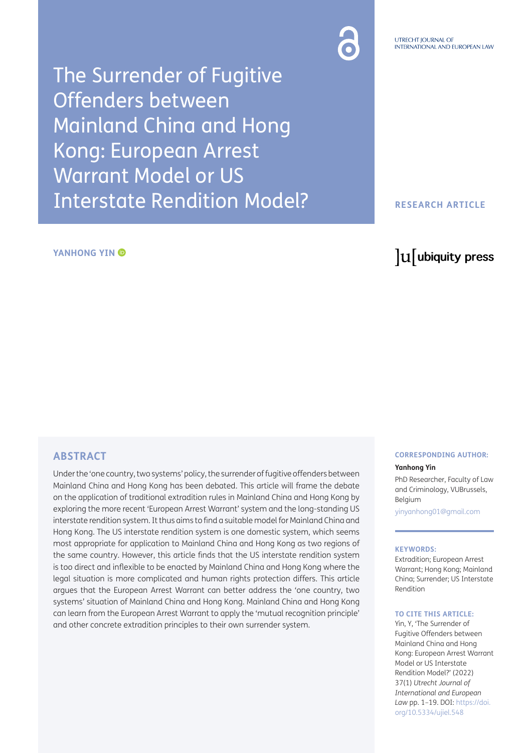UTRECHT JOURNAL OF INTERNATIONAL AND EUROPEAN LAW

# The Surrender of Fugitive Offenders between Mainland China and Hong Kong: European Arrest Warrant Model or US Interstate Rendition Model?

**RESEARCH ARTICLE**

**YANHONG YIN**

## ABSTRACT

Under the 'one country, two systems' policy, the surrender of fugitive offenders between Mainland China and Hong Kong has been debated. This article will frame the debate on the application of traditional extradition rules in Mainland China and Hong Kong by exploring the more recent 'European Arrest Warrant' system and the long-standing US interstate rendition system. It thus aims to find a suitable model for Mainland China and Hong Kong. The US interstate rendition system is one domestic system, which seems most appropriate for application to Mainland China and Hong Kong as two regions of the same country. However, this article finds that the US interstate rendition system is too direct and inflexible to be enacted by Mainland China and Hong Kong where the legal situation is more complicated and human rights protection differs. This article argues that the European Arrest Warrant can better address the 'one country, two systems' situation of Mainland China and Hong Kong. Mainland China and Hong Kong can learn from the European Arrest Warrant to apply the 'mutual recognition principle' and other concrete extradition principles to their own surrender system.

**CORRESPONDING AUTHOR:**

**Yanhong Yin**

PhD Researcher, Faculty of Law and Criminology, VUBrussels, Belgium

yinyanhong01@gmail.com

**KEYWORDS:**

Extradition; European Arrest Warrant; Hong Kong; Mainland China; Surrender; US Interstate Rendition

**TO CITE THIS ARTICLE:**

Yin, Y, 'The Surrender of Fugitive Offenders between Mainland China and Hong Kong: European Arrest Warrant Model or US Interstate Rendition Model?' (2022) 37(1) *Utrecht Journal of International and European Law* pp. 1–19. DOI: https://doi.org/10.5334/ujiel.548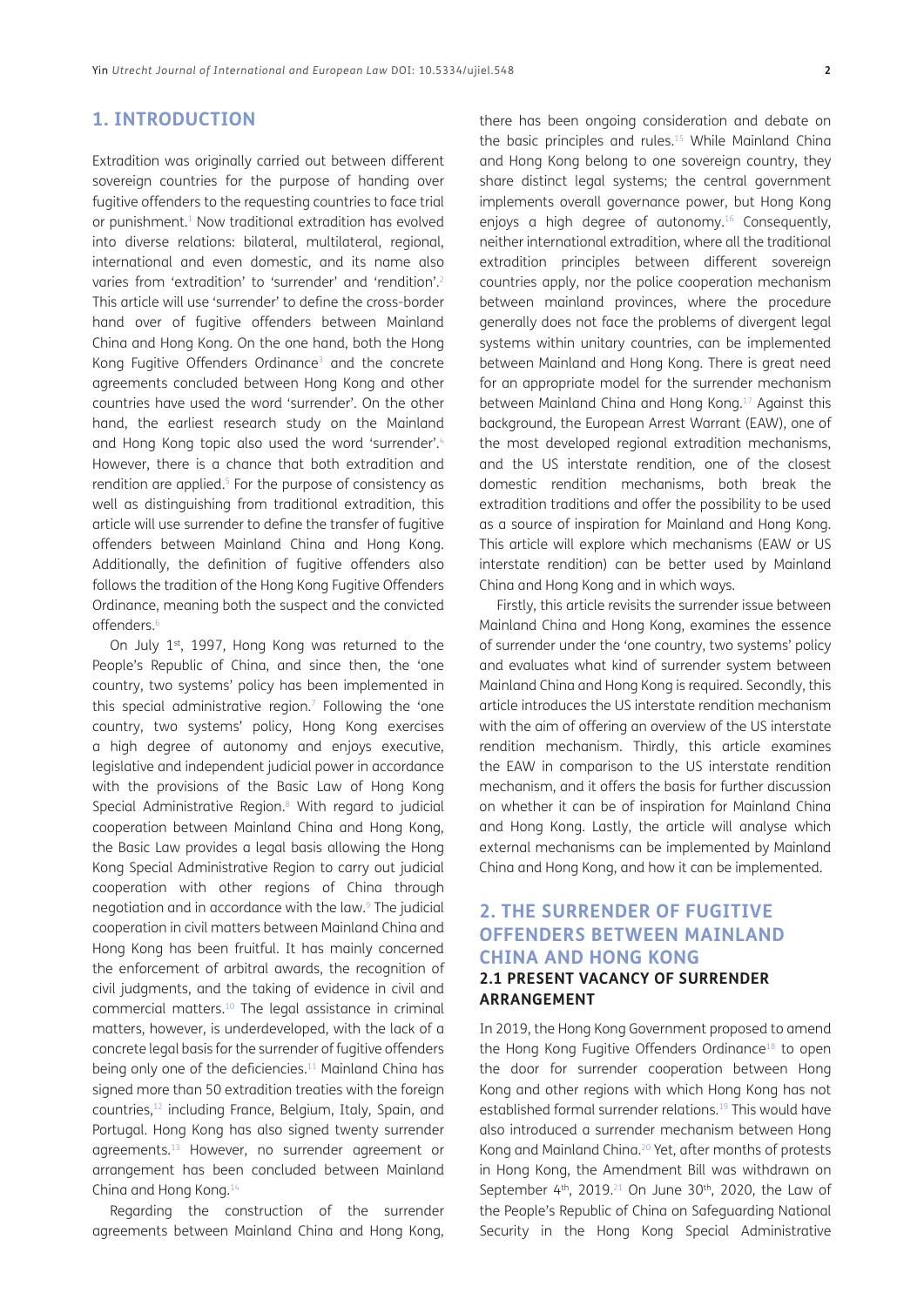## 1. INTRODUCTION

Extradition was originally carried out between different sovereign countries for the purpose of handing over fugitive offenders to the requesting countries to face trial or punishment.[1] Now traditional extradition has evolved into diverse relations: bilateral, multilateral, regional, international and even domestic, and its name also varies from 'extradition' to 'surrender' and 'rendition'.[2] This article will use 'surrender' to define the cross-border hand over of fugitive offenders between Mainland China and Hong Kong. On the one hand, both the Hong Kong Fugitive Offenders Ordinance[3] and the concrete agreements concluded between Hong Kong and other countries have used the word 'surrender'. On the other hand, the earliest research study on the Mainland and Hong Kong topic also used the word 'surrender'.[4] However, there is a chance that both extradition and rendition are applied.[5] For the purpose of consistency as well as distinguishing from traditional extradition, this article will use surrender to define the transfer of fugitive offenders between Mainland China and Hong Kong. Additionally, the definition of fugitive offenders also follows the tradition of the Hong Kong Fugitive Offenders Ordinance, meaning both the suspect and the convicted offenders.[6]

On July 1st, 1997, Hong Kong was returned to the People's Republic of China, and since then, the 'one country, two systems' policy has been implemented in this special administrative region.[7] Following the 'one country, two systems' policy, Hong Kong exercises a high degree of autonomy and enjoys executive, legislative and independent judicial power in accordance with the provisions of the Basic Law of Hong Kong Special Administrative Region.[8] With regard to judicial cooperation between Mainland China and Hong Kong, the Basic Law provides a legal basis allowing the Hong Kong Special Administrative Region to carry out judicial cooperation with other regions of China through negotiation and in accordance with the law.[9] The judicial cooperation in civil matters between Mainland China and Hong Kong has been fruitful. It has mainly concerned the enforcement of arbitral awards, the recognition of civil judgments, and the taking of evidence in civil and commercial matters.[10] The legal assistance in criminal matters, however, is underdeveloped, with the lack of a concrete legal basis for the surrender of fugitive offenders being only one of the deficiencies.[11] Mainland China has signed more than 50 extradition treaties with the foreign countries,[12] including France, Belgium, Italy, Spain, and Portugal. Hong Kong has also signed twenty surrender agreements.[13] However, no surrender agreement or arrangement has been concluded between Mainland China and Hong Kong.[14]

Regarding the construction of the surrender agreements between Mainland China and Hong Kong, there has been ongoing consideration and debate on the basic principles and rules.[15] While Mainland China and Hong Kong belong to one sovereign country, they share distinct legal systems; the central government implements overall governance power, but Hong Kong enjoys a high degree of autonomy.[16] Consequently, neither international extradition, where all the traditional extradition principles between different sovereign countries apply, nor the police cooperation mechanism between mainland provinces, where the procedure generally does not face the problems of divergent legal systems within unitary countries, can be implemented between Mainland and Hong Kong. There is great need for an appropriate model for the surrender mechanism between Mainland China and Hong Kong.[17] Against this background, the European Arrest Warrant (EAW), one of the most developed regional extradition mechanisms, and the US interstate rendition, one of the closest domestic rendition mechanisms, both break the extradition traditions and offer the possibility to be used as a source of inspiration for Mainland and Hong Kong. This article will explore which mechanisms (EAW or US interstate rendition) can be better used by Mainland China and Hong Kong and in which ways.

Firstly, this article revisits the surrender issue between Mainland China and Hong Kong, examines the essence of surrender under the 'one country, two systems' policy and evaluates what kind of surrender system between Mainland China and Hong Kong is required. Secondly, this article introduces the US interstate rendition mechanism with the aim of offering an overview of the US interstate rendition mechanism. Thirdly, this article examines the EAW in comparison to the US interstate rendition mechanism, and it offers the basis for further discussion on whether it can be of inspiration for Mainland China and Hong Kong. Lastly, the article will analyse which external mechanisms can be implemented by Mainland China and Hong Kong, and how it can be implemented.

## 2. THE SURRENDER OF FUGITIVE OFFENDERS BETWEEN MAINLAND CHINA AND HONG KONG

### 2.1 PRESENT VACANCY OF SURRENDER ARRANGEMENT

In 2019, the Hong Kong Government proposed to amend the Hong Kong Fugitive Offenders Ordinance[18] to open the door for surrender cooperation between Hong Kong and other regions with which Hong Kong has not established formal surrender relations.[19] This would have also introduced a surrender mechanism between Hong Kong and Mainland China.[20] Yet, after months of protests in Hong Kong, the Amendment Bill was withdrawn on September 4th, 2019.[21] On June 30th, 2020, the Law of the People's Republic of China on Safeguarding National Security in the Hong Kong Special Administrative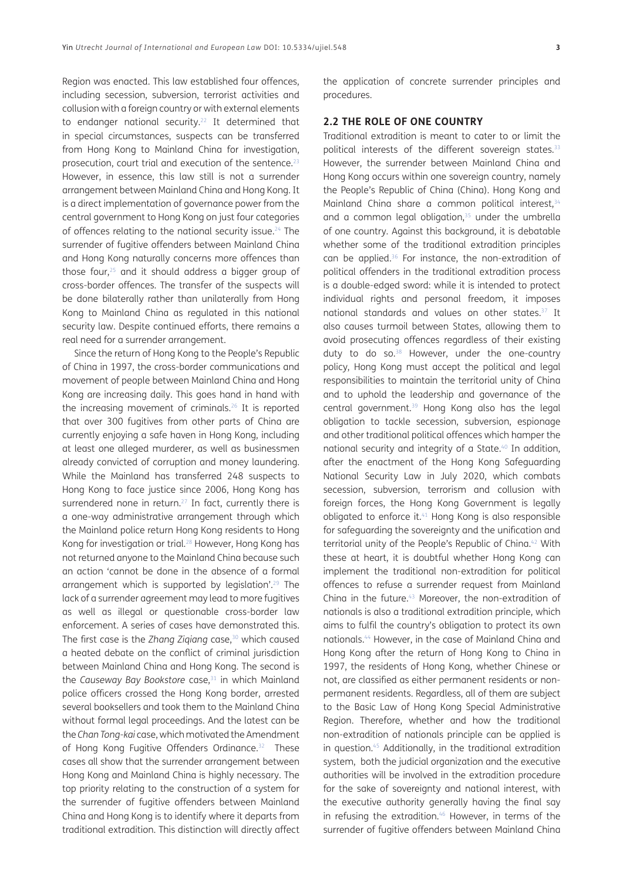Region was enacted. This law established four offences, including secession, subversion, terrorist activities and collusion with a foreign country or with external elements to endanger national security.[22] It determined that in special circumstances, suspects can be transferred from Hong Kong to Mainland China for investigation, prosecution, court trial and execution of the sentence.[23] However, in essence, this law still is not a surrender arrangement between Mainland China and Hong Kong. It is a direct implementation of governance power from the central government to Hong Kong on just four categories of offences relating to the national security issue.[24] The surrender of fugitive offenders between Mainland China and Hong Kong naturally concerns more offences than those four,[25] and it should address a bigger group of cross-border offences. The transfer of the suspects will be done bilaterally rather than unilaterally from Hong Kong to Mainland China as regulated in this national security law. Despite continued efforts, there remains a real need for a surrender arrangement.

Since the return of Hong Kong to the People's Republic of China in 1997, the cross-border communications and movement of people between Mainland China and Hong Kong are increasing daily. This goes hand in hand with the increasing movement of criminals.[26] It is reported that over 300 fugitives from other parts of China are currently enjoying a safe haven in Hong Kong, including at least one alleged murderer, as well as businessmen already convicted of corruption and money laundering. While the Mainland has transferred 248 suspects to Hong Kong to face justice since 2006, Hong Kong has surrendered none in return.[27] In fact, currently there is a one-way administrative arrangement through which the Mainland police return Hong Kong residents to Hong Kong for investigation or trial.[28] However, Hong Kong has not returned anyone to the Mainland China because such an action 'cannot be done in the absence of a formal arrangement which is supported by legislation'.[29] The lack of a surrender agreement may lead to more fugitives as well as illegal or questionable cross-border law enforcement. A series of cases have demonstrated this. The first case is the *Zhang Ziqiang* case,[30] which caused a heated debate on the conflict of criminal jurisdiction between Mainland China and Hong Kong. The second is the *Causeway Bay Bookstore* case,[31] in which Mainland police officers crossed the Hong Kong border, arrested several booksellers and took them to the Mainland China without formal legal proceedings. And the latest can be the *Chan Tong-kai* case, which motivated the Amendment of Hong Kong Fugitive Offenders Ordinance.[32] These cases all show that the surrender arrangement between Hong Kong and Mainland China is highly necessary. The top priority relating to the construction of a system for the surrender of fugitive offenders between Mainland China and Hong Kong is to identify where it departs from traditional extradition. This distinction will directly affect the application of concrete surrender principles and procedures.

### 2.2 THE ROLE OF ONE COUNTRY

Traditional extradition is meant to cater to or limit the political interests of the different sovereign states.[33] However, the surrender between Mainland China and Hong Kong occurs within one sovereign country, namely the People's Republic of China (China). Hong Kong and Mainland China share a common political interest,[34] and a common legal obligation,[35] under the umbrella of one country. Against this background, it is debatable whether some of the traditional extradition principles can be applied.[36] For instance, the non-extradition of political offenders in the traditional extradition process is a double-edged sword: while it is intended to protect individual rights and personal freedom, it imposes national standards and values on other states.[37] It also causes turmoil between States, allowing them to avoid prosecuting offences regardless of their existing duty to do so.[38] However, under the one-country policy, Hong Kong must accept the political and legal responsibilities to maintain the territorial unity of China and to uphold the leadership and governance of the central government.[39] Hong Kong also has the legal obligation to tackle secession, subversion, espionage and other traditional political offences which hamper the national security and integrity of a State.[40] In addition, after the enactment of the Hong Kong Safeguarding National Security Law in July 2020, which combats secession, subversion, terrorism and collusion with foreign forces, the Hong Kong Government is legally obligated to enforce it.[41] Hong Kong is also responsible for safeguarding the sovereignty and the unification and territorial unity of the People's Republic of China.[42] With these at heart, it is doubtful whether Hong Kong can implement the traditional non-extradition for political offences to refuse a surrender request from Mainland China in the future.[43] Moreover, the non-extradition of nationals is also a traditional extradition principle, which aims to fulfil the country's obligation to protect its own nationals.[44] However, in the case of Mainland China and Hong Kong after the return of Hong Kong to China in 1997, the residents of Hong Kong, whether Chinese or not, are classified as either permanent residents or non-permanent residents. Regardless, all of them are subject to the Basic Law of Hong Kong Special Administrative Region. Therefore, whether and how the traditional non-extradition of nationals principle can be applied is in question.[45] Additionally, in the traditional extradition system, both the judicial organization and the executive authorities will be involved in the extradition procedure for the sake of sovereignty and national interest, with the executive authority generally having the final say in refusing the extradition.[46] However, in terms of the surrender of fugitive offenders between Mainland China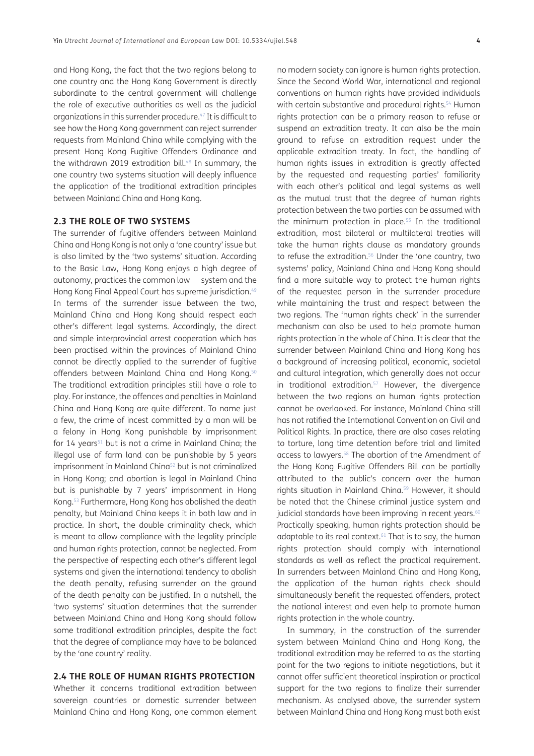and Hong Kong, the fact that the two regions belong to one country and the Hong Kong Government is directly subordinate to the central government will challenge the role of executive authorities as well as the judicial organizations in this surrender procedure.[47] It is difficult to see how the Hong Kong government can reject surrender requests from Mainland China while complying with the present Hong Kong Fugitive Offenders Ordinance and the withdrawn 2019 extradition bill.[48] In summary, the one country two systems situation will deeply influence the application of the traditional extradition principles between Mainland China and Hong Kong.

### 2.3 THE ROLE OF TWO SYSTEMS

The surrender of fugitive offenders between Mainland China and Hong Kong is not only a 'one country' issue but is also limited by the 'two systems' situation. According to the Basic Law, Hong Kong enjoys a high degree of autonomy, practices the common law system and the Hong Kong Final Appeal Court has supreme jurisdiction.[49] In terms of the surrender issue between the two, Mainland China and Hong Kong should respect each other's different legal systems. Accordingly, the direct and simple interprovincial arrest cooperation which has been practised within the provinces of Mainland China cannot be directly applied to the surrender of fugitive offenders between Mainland China and Hong Kong.[50] The traditional extradition principles still have a role to play. For instance, the offences and penalties in Mainland China and Hong Kong are quite different. To name just a few, the crime of incest committed by a man will be a felony in Hong Kong punishable by imprisonment for 14 years[51] but is not a crime in Mainland China; the illegal use of farm land can be punishable by 5 years imprisonment in Mainland China[52] but is not criminalized in Hong Kong; and abortion is legal in Mainland China but is punishable by 7 years' imprisonment in Hong Kong.[53] Furthermore, Hong Kong has abolished the death penalty, but Mainland China keeps it in both law and in practice. In short, the double criminality check, which is meant to allow compliance with the legality principle and human rights protection, cannot be neglected. From the perspective of respecting each other's different legal systems and given the international tendency to abolish the death penalty, refusing surrender on the ground of the death penalty can be justified. In a nutshell, the 'two systems' situation determines that the surrender between Mainland China and Hong Kong should follow some traditional extradition principles, despite the fact that the degree of compliance may have to be balanced by the 'one country' reality.

### 2.4 THE ROLE OF HUMAN RIGHTS PROTECTION

Whether it concerns traditional extradition between sovereign countries or domestic surrender between Mainland China and Hong Kong, one common element no modern society can ignore is human rights protection. Since the Second World War, international and regional conventions on human rights have provided individuals with certain substantive and procedural rights.[54] Human rights protection can be a primary reason to refuse or suspend an extradition treaty. It can also be the main ground to refuse an extradition request under the applicable extradition treaty. In fact, the handling of human rights issues in extradition is greatly affected by the requested and requesting parties' familiarity with each other's political and legal systems as well as the mutual trust that the degree of human rights protection between the two parties can be assumed with the minimum protection in place.[55] In the traditional extradition, most bilateral or multilateral treaties will take the human rights clause as mandatory grounds to refuse the extradition.[56] Under the 'one country, two systems' policy, Mainland China and Hong Kong should find a more suitable way to protect the human rights of the requested person in the surrender procedure while maintaining the trust and respect between the two regions. The 'human rights check' in the surrender mechanism can also be used to help promote human rights protection in the whole of China. It is clear that the surrender between Mainland China and Hong Kong has a background of increasing political, economic, societal and cultural integration, which generally does not occur in traditional extradition.[57] However, the divergence between the two regions on human rights protection cannot be overlooked. For instance, Mainland China still has not ratified the International Convention on Civil and Political Rights. In practice, there are also cases relating to torture, long time detention before trial and limited access to lawyers.[58] The abortion of the Amendment of the Hong Kong Fugitive Offenders Bill can be partially attributed to the public's concern over the human rights situation in Mainland China.[59] However, it should be noted that the Chinese criminal justice system and judicial standards have been improving in recent years.[60] Practically speaking, human rights protection should be adaptable to its real context.[61] That is to say, the human rights protection should comply with international standards as well as reflect the practical requirement. In surrenders between Mainland China and Hong Kong, the application of the human rights check should simultaneously benefit the requested offenders, protect the national interest and even help to promote human rights protection in the whole country.

In summary, in the construction of the surrender system between Mainland China and Hong Kong, the traditional extradition may be referred to as the starting point for the two regions to initiate negotiations, but it cannot offer sufficient theoretical inspiration or practical support for the two regions to finalize their surrender mechanism. As analysed above, the surrender system between Mainland China and Hong Kong must both exist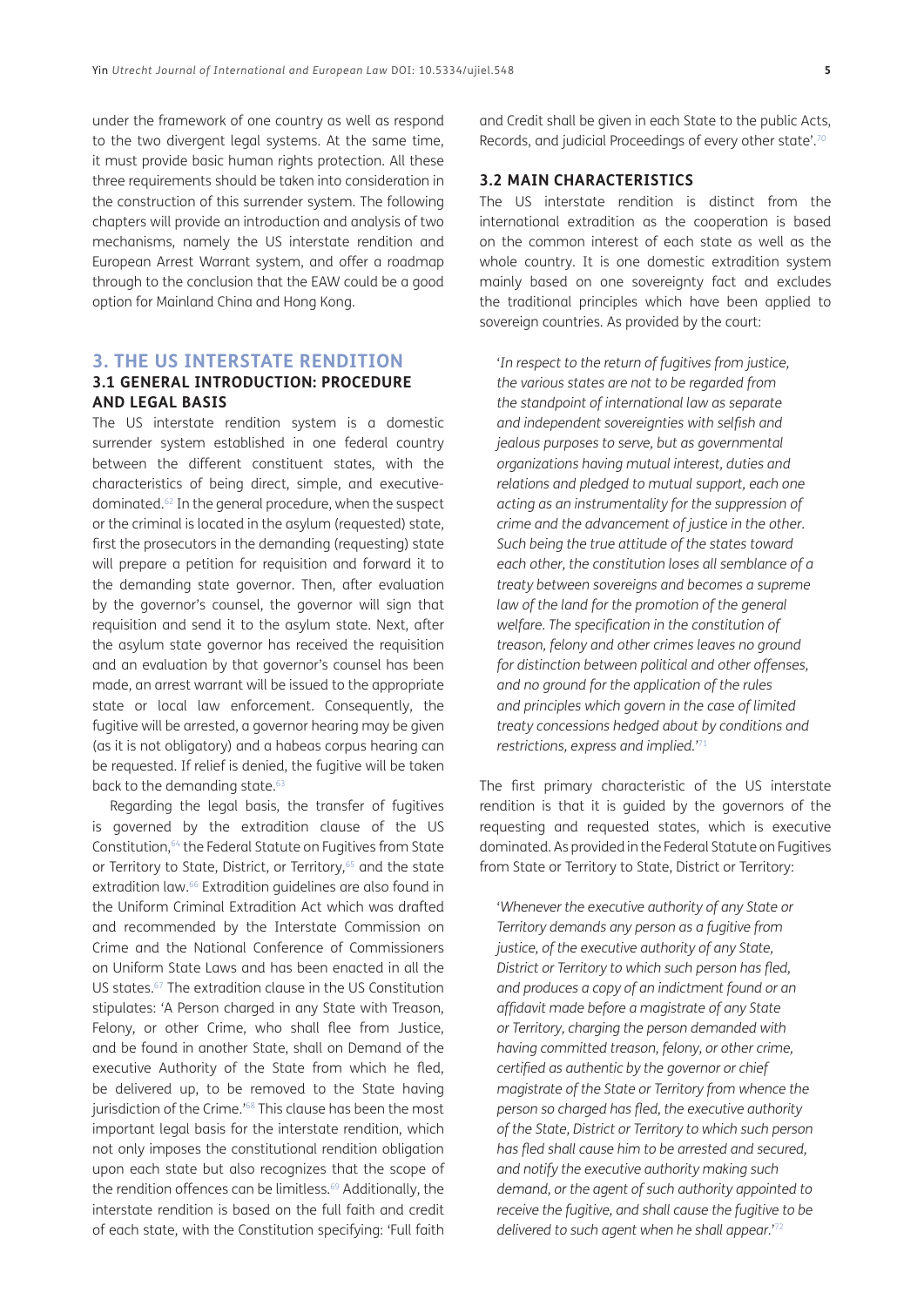under the framework of one country as well as respond to the two divergent legal systems. At the same time, it must provide basic human rights protection. All these three requirements should be taken into consideration in the construction of this surrender system. The following chapters will provide an introduction and analysis of two mechanisms, namely the US interstate rendition and European Arrest Warrant system, and offer a roadmap through to the conclusion that the EAW could be a good option for Mainland China and Hong Kong.

## 3. THE US INTERSTATE RENDITION

### 3.1 GENERAL INTRODUCTION: PROCEDURE AND LEGAL BASIS

The US interstate rendition system is a domestic surrender system established in one federal country between the different constituent states, with the characteristics of being direct, simple, and executive-dominated.[62] In the general procedure, when the suspect or the criminal is located in the asylum (requested) state, first the prosecutors in the demanding (requesting) state will prepare a petition for requisition and forward it to the demanding state governor. Then, after evaluation by the governor's counsel, the governor will sign that requisition and send it to the asylum state. Next, after the asylum state governor has received the requisition and an evaluation by that governor's counsel has been made, an arrest warrant will be issued to the appropriate state or local law enforcement. Consequently, the fugitive will be arrested, a governor hearing may be given (as it is not obligatory) and a habeas corpus hearing can be requested. If relief is denied, the fugitive will be taken back to the demanding state.[63]

Regarding the legal basis, the transfer of fugitives is governed by the extradition clause of the US Constitution,[64] the Federal Statute on Fugitives from State or Territory to State, District, or Territory,[65] and the state extradition law.[66] Extradition guidelines are also found in the Uniform Criminal Extradition Act which was drafted and recommended by the Interstate Commission on Crime and the National Conference of Commissioners on Uniform State Laws and has been enacted in all the US states.[67] The extradition clause in the US Constitution stipulates: 'A Person charged in any State with Treason, Felony, or other Crime, who shall flee from Justice, and be found in another State, shall on Demand of the executive Authority of the State from which he fled, be delivered up, to be removed to the State having jurisdiction of the Crime.'[68] This clause has been the most important legal basis for the interstate rendition, which not only imposes the constitutional rendition obligation upon each state but also recognizes that the scope of the rendition offences can be limitless.[69] Additionally, the interstate rendition is based on the full faith and credit of each state, with the Constitution specifying: 'Full faith and Credit shall be given in each State to the public Acts, Records, and judicial Proceedings of every other state'.[70]

### 3.2 MAIN CHARACTERISTICS

The US interstate rendition is distinct from the international extradition as the cooperation is based on the common interest of each state as well as the whole country. It is one domestic extradition system mainly based on one sovereignty fact and excludes the traditional principles which have been applied to sovereign countries. As provided by the court:

> '*In respect to the return of fugitives from justice, the various states are not to be regarded from the standpoint of international law as separate and independent sovereignties with selfish and jealous purposes to serve, but as governmental organizations having mutual interest, duties and relations and pledged to mutual support, each one acting as an instrumentality for the suppression of crime and the advancement of justice in the other. Such being the true attitude of the states toward each other, the constitution loses all semblance of a treaty between sovereigns and becomes a supreme law of the land for the promotion of the general welfare. The specification in the constitution of treason, felony and other crimes leaves no ground for distinction between political and other offenses, and no ground for the application of the rules and principles which govern in the case of limited treaty concessions hedged about by conditions and restrictions, express and implied.*'[71]

The first primary characteristic of the US interstate rendition is that it is guided by the governors of the requesting and requested states, which is executive dominated. As provided in the Federal Statute on Fugitives from State or Territory to State, District or Territory:

> '*Whenever the executive authority of any State or Territory demands any person as a fugitive from justice, of the executive authority of any State, District or Territory to which such person has fled, and produces a copy of an indictment found or an affidavit made before a magistrate of any State or Territory, charging the person demanded with having committed treason, felony, or other crime, certified as authentic by the governor or chief magistrate of the State or Territory from whence the person so charged has fled, the executive authority of the State, District or Territory to which such person has fled shall cause him to be arrested and secured, and notify the executive authority making such demand, or the agent of such authority appointed to receive the fugitive, and shall cause the fugitive to be delivered to such agent when he shall appear.*'[72]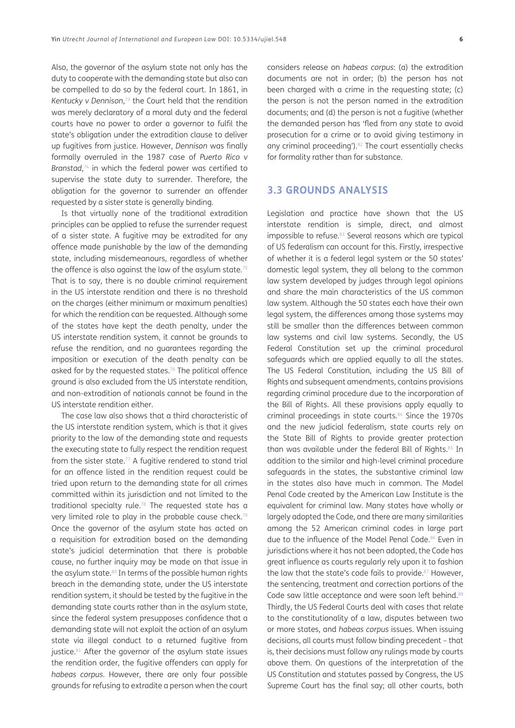Also, the governor of the asylum state not only has the duty to cooperate with the demanding state but also can be compelled to do so by the federal court. In 1861, in *Kentucky v Dennison*,[73] the Court held that the rendition was merely declaratory of a moral duty and the federal courts have no power to order a governor to fulfil the state's obligation under the extradition clause to deliver up fugitives from justice. However, *Dennison* was finally formally overruled in the 1987 case of *Puerto Rico v Branstad*,[74] in which the federal power was certified to supervise the state duty to surrender. Therefore, the obligation for the governor to surrender an offender requested by a sister state is generally binding.

Is that virtually none of the traditional extradition principles can be applied to refuse the surrender request of a sister state. A fugitive may be extradited for any offence made punishable by the law of the demanding state, including misdemeanours, regardless of whether the offence is also against the law of the asylum state.[75] That is to say, there is no double criminal requirement in the US interstate rendition and there is no threshold on the charges (either minimum or maximum penalties) for which the rendition can be requested. Although some of the states have kept the death penalty, under the US interstate rendition system, it cannot be grounds to refuse the rendition, and no guarantees regarding the imposition or execution of the death penalty can be asked for by the requested states.[76] The political offence ground is also excluded from the US interstate rendition, and non-extradition of nationals cannot be found in the US interstate rendition either.

The case law also shows that a third characteristic of the US interstate rendition system, which is that it gives priority to the law of the demanding state and requests the executing state to fully respect the rendition request from the sister state.[77] A fugitive rendered to stand trial for an offence listed in the rendition request could be tried upon return to the demanding state for all crimes committed within its jurisdiction and not limited to the traditional specialty rule.[78] The requested state has a very limited role to play in the probable cause check.[79] Once the governor of the asylum state has acted on a requisition for extradition based on the demanding state's judicial determination that there is probable cause, no further inquiry may be made on that issue in the asylum state.[80] In terms of the possible human rights breach in the demanding state, under the US interstate rendition system, it should be tested by the fugitive in the demanding state courts rather than in the asylum state, since the federal system presupposes confidence that a demanding state will not exploit the action of an asylum state via illegal conduct to a returned fugitive from justice.[81] After the governor of the asylum state issues the rendition order, the fugitive offenders can apply for *habeas corpus*. However, there are only four possible grounds for refusing to extradite a person when the court considers release on *habeas corpus*: (a) the extradition documents are not in order; (b) the person has not been charged with a crime in the requesting state; (c) the person is not the person named in the extradition documents; and (d) the person is not a fugitive (whether the demanded person has 'fled from any state to avoid prosecution for a crime or to avoid giving testimony in any criminal proceeding').[82] The court essentially checks for formality rather than for substance.

## 3.3 GROUNDS ANALYSIS

Legislation and practice have shown that the US interstate rendition is simple, direct, and almost impossible to refuse.[83] Several reasons which are typical of US federalism can account for this. Firstly, irrespective of whether it is a federal legal system or the 50 states' domestic legal system, they all belong to the common law system developed by judges through legal opinions and share the main characteristics of the US common law system. Although the 50 states each have their own legal system, the differences among those systems may still be smaller than the differences between common law systems and civil law systems. Secondly, the US Federal Constitution set up the criminal procedural safeguards which are applied equally to all the states. The US Federal Constitution, including the US Bill of Rights and subsequent amendments, contains provisions regarding criminal procedure due to the incorporation of the Bill of Rights. All these provisions apply equally to criminal proceedings in state courts.[84] Since the 1970s and the new judicial federalism, state courts rely on the State Bill of Rights to provide greater protection than was available under the federal Bill of Rights.[85] In addition to the similar and high-level criminal procedure safeguards in the states, the substantive criminal law in the states also have much in common. The Model Penal Code created by the American Law Institute is the equivalent for criminal law. Many states have wholly or largely adopted the Code, and there are many similarities among the 52 American criminal codes in large part due to the influence of the Model Penal Code.[86] Even in jurisdictions where it has not been adopted, the Code has great influence as courts regularly rely upon it to fashion the law that the state's code fails to provide.[87] However, the sentencing, treatment and correction portions of the Code saw little acceptance and were soon left behind.[88] Thirdly, the US Federal Courts deal with cases that relate to the constitutionality of a law, disputes between two or more states, and *habeas corpus* issues. When issuing decisions, all courts must follow binding precedent – that is, their decisions must follow any rulings made by courts above them. On questions of the interpretation of the US Constitution and statutes passed by Congress, the US Supreme Court has the final say; all other courts, both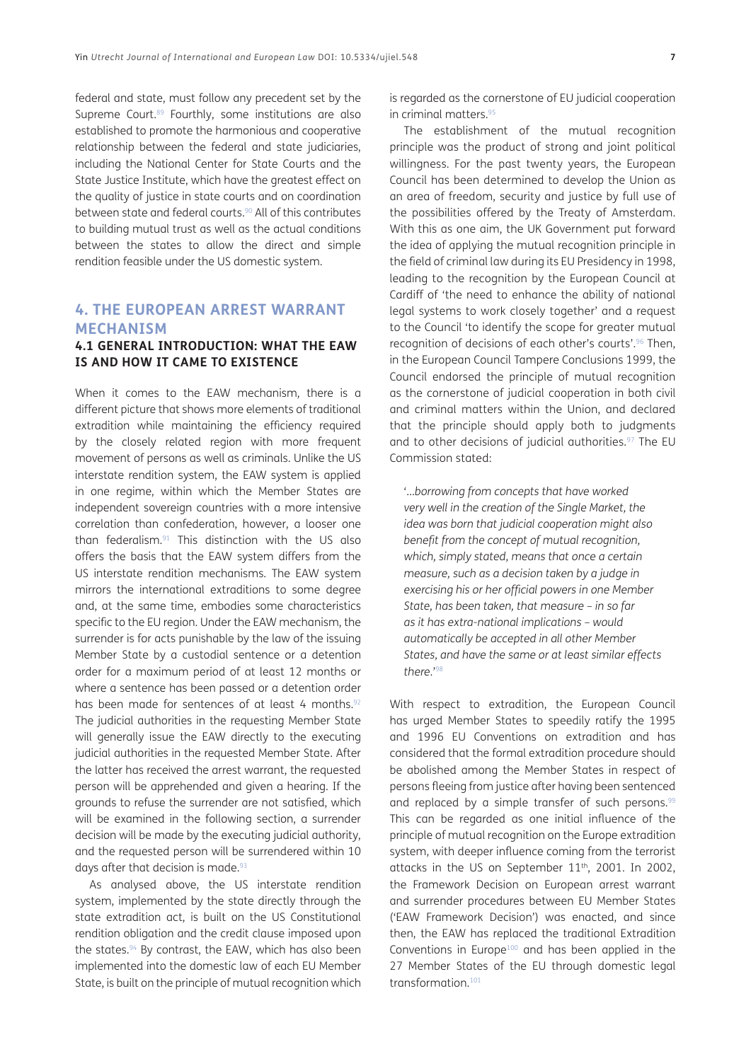federal and state, must follow any precedent set by the Supreme Court.[89] Fourthly, some institutions are also established to promote the harmonious and cooperative relationship between the federal and state judiciaries, including the National Center for State Courts and the State Justice Institute, which have the greatest effect on the quality of justice in state courts and on coordination between state and federal courts.[90] All of this contributes to building mutual trust as well as the actual conditions between the states to allow the direct and simple rendition feasible under the US domestic system.

## 4. THE EUROPEAN ARREST WARRANT MECHANISM

### 4.1 GENERAL INTRODUCTION: WHAT THE EAW IS AND HOW IT CAME TO EXISTENCE

When it comes to the EAW mechanism, there is a different picture that shows more elements of traditional extradition while maintaining the efficiency required by the closely related region with more frequent movement of persons as well as criminals. Unlike the US interstate rendition system, the EAW system is applied in one regime, within which the Member States are independent sovereign countries with a more intensive correlation than confederation, however, a looser one than federalism.[91] This distinction with the US also offers the basis that the EAW system differs from the US interstate rendition mechanisms. The EAW system mirrors the international extraditions to some degree and, at the same time, embodies some characteristics specific to the EU region. Under the EAW mechanism, the surrender is for acts punishable by the law of the issuing Member State by a custodial sentence or a detention order for a maximum period of at least 12 months or where a sentence has been passed or a detention order has been made for sentences of at least 4 months.[92] The judicial authorities in the requesting Member State will generally issue the EAW directly to the executing judicial authorities in the requested Member State. After the latter has received the arrest warrant, the requested person will be apprehended and given a hearing. If the grounds to refuse the surrender are not satisfied, which will be examined in the following section, a surrender decision will be made by the executing judicial authority, and the requested person will be surrendered within 10 days after that decision is made.[93]

As analysed above, the US interstate rendition system, implemented by the state directly through the state extradition act, is built on the US Constitutional rendition obligation and the credit clause imposed upon the states.[94] By contrast, the EAW, which has also been implemented into the domestic law of each EU Member State, is built on the principle of mutual recognition which is regarded as the cornerstone of EU judicial cooperation in criminal matters.[95]

The establishment of the mutual recognition principle was the product of strong and joint political willingness. For the past twenty years, the European Council has been determined to develop the Union as an area of freedom, security and justice by full use of the possibilities offered by the Treaty of Amsterdam. With this as one aim, the UK Government put forward the idea of applying the mutual recognition principle in the field of criminal law during its EU Presidency in 1998, leading to the recognition by the European Council at Cardiff of 'the need to enhance the ability of national legal systems to work closely together' and a request to the Council 'to identify the scope for greater mutual recognition of decisions of each other's courts'.[96] Then, in the European Council Tampere Conclusions 1999, the Council endorsed the principle of mutual recognition as the cornerstone of judicial cooperation in both civil and criminal matters within the Union, and declared that the principle should apply both to judgments and to other decisions of judicial authorities.[97] The EU Commission stated:

> '*...borrowing from concepts that have worked very well in the creation of the Single Market, the idea was born that judicial cooperation might also benefit from the concept of mutual recognition, which, simply stated, means that once a certain measure, such as a decision taken by a judge in exercising his or her official powers in one Member State, has been taken, that measure – in so far as it has extra-national implications – would automatically be accepted in all other Member States, and have the same or at least similar effects there.*'[98]

With respect to extradition, the European Council has urged Member States to speedily ratify the 1995 and 1996 EU Conventions on extradition and has considered that the formal extradition procedure should be abolished among the Member States in respect of persons fleeing from justice after having been sentenced and replaced by a simple transfer of such persons.[99] This can be regarded as one initial influence of the principle of mutual recognition on the Europe extradition system, with deeper influence coming from the terrorist attacks in the US on September 11th, 2001. In 2002, the Framework Decision on European arrest warrant and surrender procedures between EU Member States ('EAW Framework Decision') was enacted, and since then, the EAW has replaced the traditional Extradition Conventions in Europe[100] and has been applied in the 27 Member States of the EU through domestic legal transformation.[101]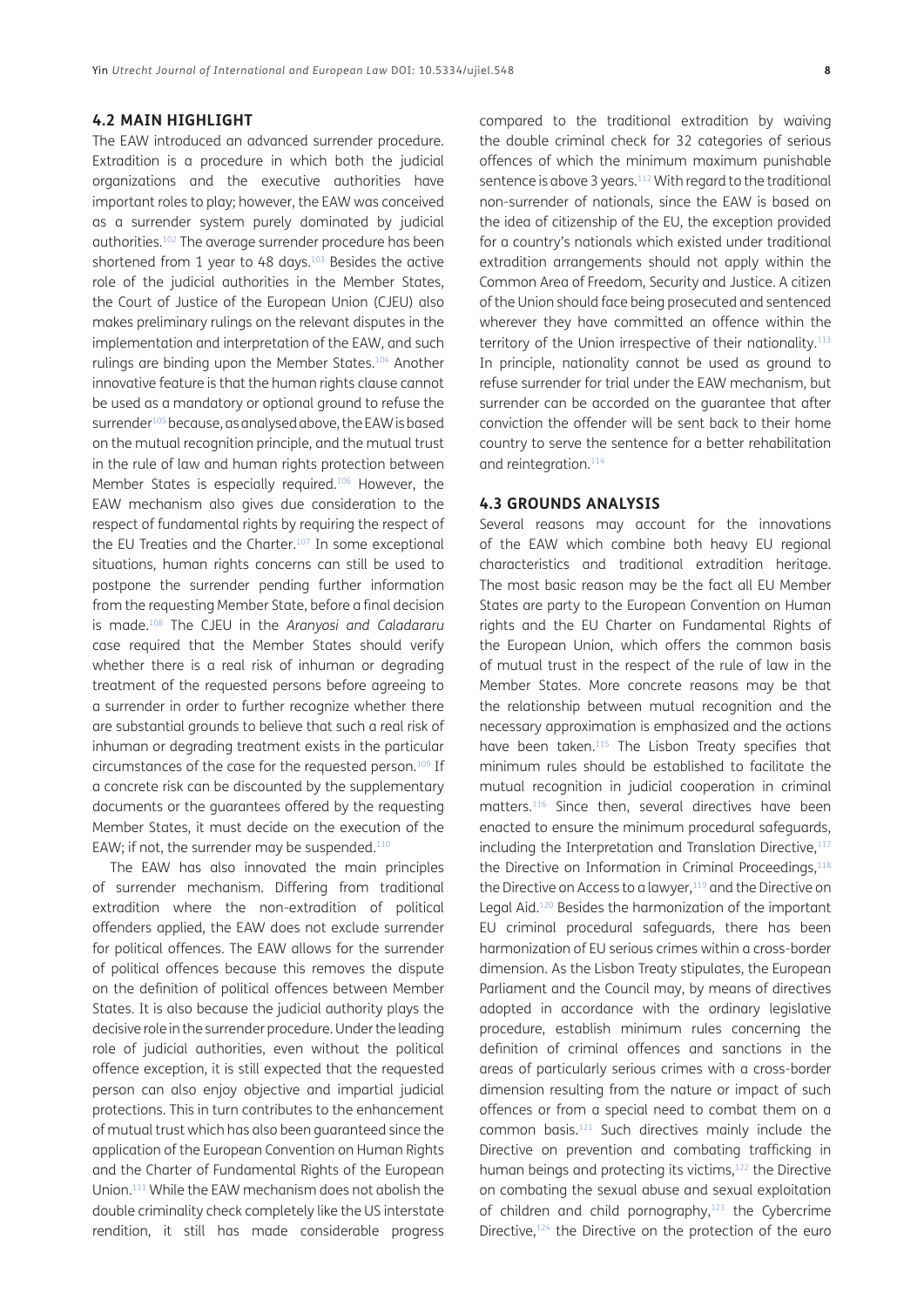### 4.2 MAIN HIGHLIGHT

The EAW introduced an advanced surrender procedure. Extradition is a procedure in which both the judicial organizations and the executive authorities have important roles to play; however, the EAW was conceived as a surrender system purely dominated by judicial authorities.[102] The average surrender procedure has been shortened from 1 year to 48 days.[103] Besides the active role of the judicial authorities in the Member States, the Court of Justice of the European Union (CJEU) also makes preliminary rulings on the relevant disputes in the implementation and interpretation of the EAW, and such rulings are binding upon the Member States.[104] Another innovative feature is that the human rights clause cannot be used as a mandatory or optional ground to refuse the surrender[105] because, as analysed above, the EAW is based on the mutual recognition principle, and the mutual trust in the rule of law and human rights protection between Member States is especially required.[106] However, the EAW mechanism also gives due consideration to the respect of fundamental rights by requiring the respect of the EU Treaties and the Charter.[107] In some exceptional situations, human rights concerns can still be used to postpone the surrender pending further information from the requesting Member State, before a final decision is made.[108] The CJEU in the *Aranyosi and Caladararu* case required that the Member States should verify whether there is a real risk of inhuman or degrading treatment of the requested persons before agreeing to a surrender in order to further recognize whether there are substantial grounds to believe that such a real risk of inhuman or degrading treatment exists in the particular circumstances of the case for the requested person.[109] If a concrete risk can be discounted by the supplementary documents or the guarantees offered by the requesting Member States, it must decide on the execution of the EAW; if not, the surrender may be suspended.[110]

The EAW has also innovated the main principles of surrender mechanism. Differing from traditional extradition where the non-extradition of political offenders applied, the EAW does not exclude surrender for political offences. The EAW allows for the surrender of political offences because this removes the dispute on the definition of political offences between Member States. It is also because the judicial authority plays the decisive role in the surrender procedure. Under the leading role of judicial authorities, even without the political offence exception, it is still expected that the requested person can also enjoy objective and impartial judicial protections. This in turn contributes to the enhancement of mutual trust which has also been guaranteed since the application of the European Convention on Human Rights and the Charter of Fundamental Rights of the European Union.[111] While the EAW mechanism does not abolish the double criminality check completely like the US interstate rendition, it still has made considerable progress compared to the traditional extradition by waiving the double criminal check for 32 categories of serious offences of which the minimum maximum punishable sentence is above 3 years.[112] With regard to the traditional non-surrender of nationals, since the EAW is based on the idea of citizenship of the EU, the exception provided for a country's nationals which existed under traditional extradition arrangements should not apply within the Common Area of Freedom, Security and Justice. A citizen of the Union should face being prosecuted and sentenced wherever they have committed an offence within the territory of the Union irrespective of their nationality.[113] In principle, nationality cannot be used as ground to refuse surrender for trial under the EAW mechanism, but surrender can be accorded on the guarantee that after conviction the offender will be sent back to their home country to serve the sentence for a better rehabilitation and reintegration.[114]

### 4.3 GROUNDS ANALYSIS

Several reasons may account for the innovations of the EAW which combine both heavy EU regional characteristics and traditional extradition heritage. The most basic reason may be the fact all EU Member States are party to the European Convention on Human rights and the EU Charter on Fundamental Rights of the European Union, which offers the common basis of mutual trust in the respect of the rule of law in the Member States. More concrete reasons may be that the relationship between mutual recognition and the necessary approximation is emphasized and the actions have been taken.[115] The Lisbon Treaty specifies that minimum rules should be established to facilitate the mutual recognition in judicial cooperation in criminal matters.[116] Since then, several directives have been enacted to ensure the minimum procedural safeguards, including the Interpretation and Translation Directive,[117] the Directive on Information in Criminal Proceedings,[118] the Directive on Access to a lawyer,[119] and the Directive on Legal Aid.[120] Besides the harmonization of the important EU criminal procedural safeguards, there has been harmonization of EU serious crimes within a cross-border dimension. As the Lisbon Treaty stipulates, the European Parliament and the Council may, by means of directives adopted in accordance with the ordinary legislative procedure, establish minimum rules concerning the definition of criminal offences and sanctions in the areas of particularly serious crimes with a cross-border dimension resulting from the nature or impact of such offences or from a special need to combat them on a common basis.[121] Such directives mainly include the Directive on prevention and combating trafficking in human beings and protecting its victims,[122] the Directive on combating the sexual abuse and sexual exploitation of children and child pornography,[123] the Cybercrime Directive,[124] the Directive on the protection of the euro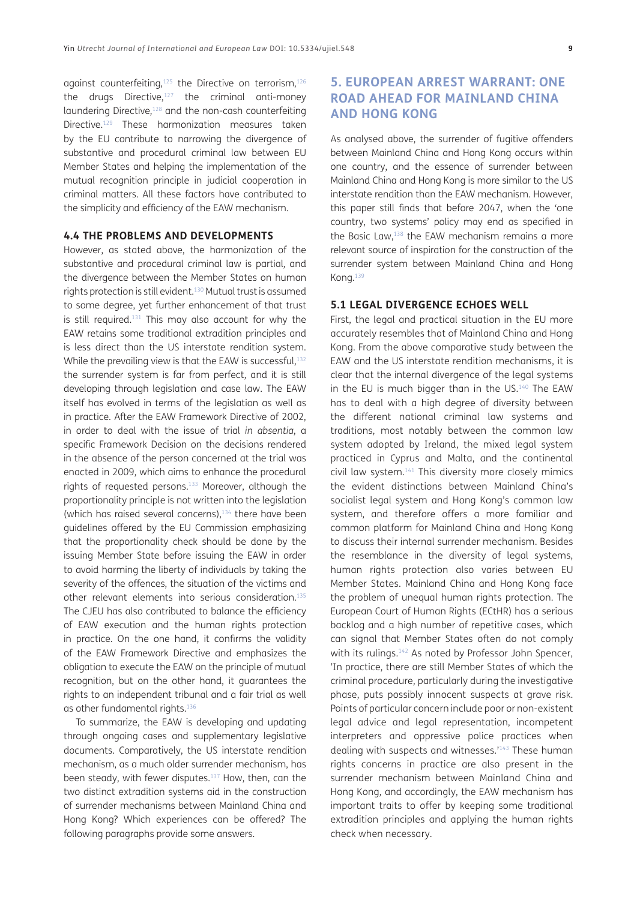against counterfeiting,[125] the Directive on terrorism,[126] the drugs Directive,[127] the criminal anti-money laundering Directive,[128] and the non-cash counterfeiting Directive.[129] These harmonization measures taken by the EU contribute to narrowing the divergence of substantive and procedural criminal law between EU Member States and helping the implementation of the mutual recognition principle in judicial cooperation in criminal matters. All these factors have contributed to the simplicity and efficiency of the EAW mechanism.

### 4.4 THE PROBLEMS AND DEVELOPMENTS

However, as stated above, the harmonization of the substantive and procedural criminal law is partial, and the divergence between the Member States on human rights protection is still evident.[130] Mutual trust is assumed to some degree, yet further enhancement of that trust is still required.[131] This may also account for why the EAW retains some traditional extradition principles and is less direct than the US interstate rendition system. While the prevailing view is that the EAW is successful,[132] the surrender system is far from perfect, and it is still developing through legislation and case law. The EAW itself has evolved in terms of the legislation as well as in practice. After the EAW Framework Directive of 2002, in order to deal with the issue of trial *in absentia*, a specific Framework Decision on the decisions rendered in the absence of the person concerned at the trial was enacted in 2009, which aims to enhance the procedural rights of requested persons.[133] Moreover, although the proportionality principle is not written into the legislation (which has raised several concerns),[134] there have been guidelines offered by the EU Commission emphasizing that the proportionality check should be done by the issuing Member State before issuing the EAW in order to avoid harming the liberty of individuals by taking the severity of the offences, the situation of the victims and other relevant elements into serious consideration.[135] The CJEU has also contributed to balance the efficiency of EAW execution and the human rights protection in practice. On the one hand, it confirms the validity of the EAW Framework Directive and emphasizes the obligation to execute the EAW on the principle of mutual recognition, but on the other hand, it guarantees the rights to an independent tribunal and a fair trial as well as other fundamental rights.[136]

To summarize, the EAW is developing and updating through ongoing cases and supplementary legislative documents. Comparatively, the US interstate rendition mechanism, as a much older surrender mechanism, has been steady, with fewer disputes.[137] How, then, can the two distinct extradition systems aid in the construction of surrender mechanisms between Mainland China and Hong Kong? Which experiences can be offered? The following paragraphs provide some answers.

## 5. EUROPEAN ARREST WARRANT: ONE ROAD AHEAD FOR MAINLAND CHINA AND HONG KONG

As analysed above, the surrender of fugitive offenders between Mainland China and Hong Kong occurs within one country, and the essence of surrender between Mainland China and Hong Kong is more similar to the US interstate rendition than the EAW mechanism. However, this paper still finds that before 2047, when the 'one country, two systems' policy may end as specified in the Basic Law,[138] the EAW mechanism remains a more relevant source of inspiration for the construction of the surrender system between Mainland China and Hong Kong.[139]

### 5.1 LEGAL DIVERGENCE ECHOES WELL

First, the legal and practical situation in the EU more accurately resembles that of Mainland China and Hong Kong. From the above comparative study between the EAW and the US interstate rendition mechanisms, it is clear that the internal divergence of the legal systems in the EU is much bigger than in the US.[140] The EAW has to deal with a high degree of diversity between the different national criminal law systems and traditions, most notably between the common law system adopted by Ireland, the mixed legal system practiced in Cyprus and Malta, and the continental civil law system.[141] This diversity more closely mimics the evident distinctions between Mainland China's socialist legal system and Hong Kong's common law system, and therefore offers a more familiar and common platform for Mainland China and Hong Kong to discuss their internal surrender mechanism. Besides the resemblance in the diversity of legal systems, human rights protection also varies between EU Member States. Mainland China and Hong Kong face the problem of unequal human rights protection. The European Court of Human Rights (ECtHR) has a serious backlog and a high number of repetitive cases, which can signal that Member States often do not comply with its rulings.[142] As noted by Professor John Spencer, 'In practice, there are still Member States of which the criminal procedure, particularly during the investigative phase, puts possibly innocent suspects at grave risk. Points of particular concern include poor or non-existent legal advice and legal representation, incompetent interpreters and oppressive police practices when dealing with suspects and witnesses.'[143] These human rights concerns in practice are also present in the surrender mechanism between Mainland China and Hong Kong, and accordingly, the EAW mechanism has important traits to offer by keeping some traditional extradition principles and applying the human rights check when necessary.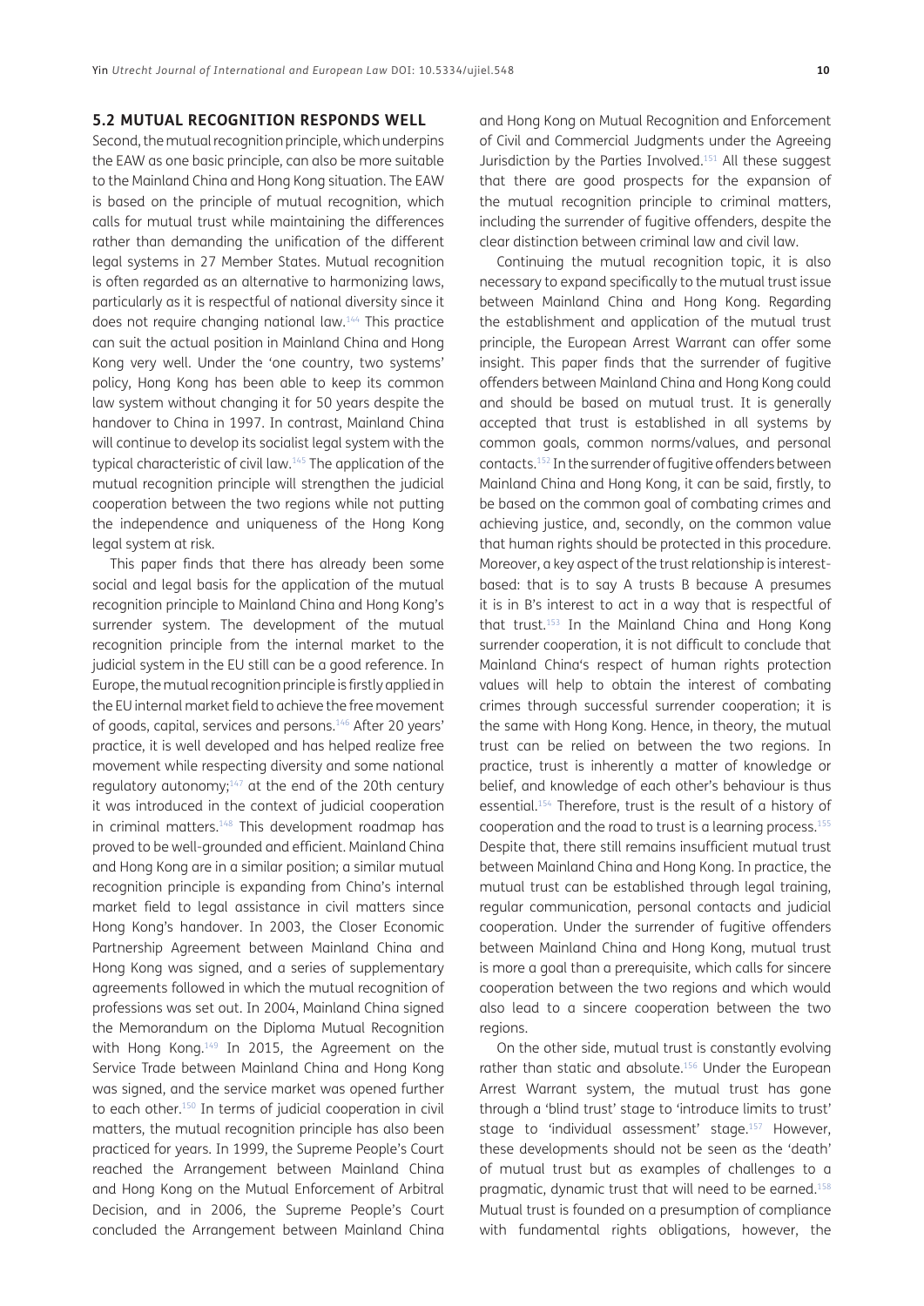### 5.2 MUTUAL RECOGNITION RESPONDS WELL

Second, the mutual recognition principle, which underpins the EAW as one basic principle, can also be more suitable to the Mainland China and Hong Kong situation. The EAW is based on the principle of mutual recognition, which calls for mutual trust while maintaining the differences rather than demanding the unification of the different legal systems in 27 Member States. Mutual recognition is often regarded as an alternative to harmonizing laws, particularly as it is respectful of national diversity since it does not require changing national law.[144] This practice can suit the actual position in Mainland China and Hong Kong very well. Under the 'one country, two systems' policy, Hong Kong has been able to keep its common law system without changing it for 50 years despite the handover to China in 1997. In contrast, Mainland China will continue to develop its socialist legal system with the typical characteristic of civil law.[145] The application of the mutual recognition principle will strengthen the judicial cooperation between the two regions while not putting the independence and uniqueness of the Hong Kong legal system at risk.

This paper finds that there has already been some social and legal basis for the application of the mutual recognition principle to Mainland China and Hong Kong's surrender system. The development of the mutual recognition principle from the internal market to the judicial system in the EU still can be a good reference. In Europe, the mutual recognition principle is firstly applied in the EU internal market field to achieve the free movement of goods, capital, services and persons.[146] After 20 years' practice, it is well developed and has helped realize free movement while respecting diversity and some national regulatory autonomy;[147] at the end of the 20th century it was introduced in the context of judicial cooperation in criminal matters.[148] This development roadmap has proved to be well-grounded and efficient. Mainland China and Hong Kong are in a similar position; a similar mutual recognition principle is expanding from China's internal market field to legal assistance in civil matters since Hong Kong's handover. In 2003, the Closer Economic Partnership Agreement between Mainland China and Hong Kong was signed, and a series of supplementary agreements followed in which the mutual recognition of professions was set out. In 2004, Mainland China signed the Memorandum on the Diploma Mutual Recognition with Hong Kong.[149] In 2015, the Agreement on the Service Trade between Mainland China and Hong Kong was signed, and the service market was opened further to each other.[150] In terms of judicial cooperation in civil matters, the mutual recognition principle has also been practiced for years. In 1999, the Supreme People's Court reached the Arrangement between Mainland China and Hong Kong on the Mutual Enforcement of Arbitral Decision, and in 2006, the Supreme People's Court concluded the Arrangement between Mainland China and Hong Kong on Mutual Recognition and Enforcement of Civil and Commercial Judgments under the Agreeing Jurisdiction by the Parties Involved.[151] All these suggest that there are good prospects for the expansion of the mutual recognition principle to criminal matters, including the surrender of fugitive offenders, despite the clear distinction between criminal law and civil law.

Continuing the mutual recognition topic, it is also necessary to expand specifically to the mutual trust issue between Mainland China and Hong Kong. Regarding the establishment and application of the mutual trust principle, the European Arrest Warrant can offer some insight. This paper finds that the surrender of fugitive offenders between Mainland China and Hong Kong could and should be based on mutual trust. It is generally accepted that trust is established in all systems by common goals, common norms/values, and personal contacts.[152] In the surrender of fugitive offenders between Mainland China and Hong Kong, it can be said, firstly, to be based on the common goal of combating crimes and achieving justice, and, secondly, on the common value that human rights should be protected in this procedure. Moreover, a key aspect of the trust relationship is interest-based: that is to say A trusts B because A presumes it is in B's interest to act in a way that is respectful of that trust.[153] In the Mainland China and Hong Kong surrender cooperation, it is not difficult to conclude that Mainland China's respect of human rights protection values will help to obtain the interest of combating crimes through successful surrender cooperation; it is the same with Hong Kong. Hence, in theory, the mutual trust can be relied on between the two regions. In practice, trust is inherently a matter of knowledge or belief, and knowledge of each other's behaviour is thus essential.[154] Therefore, trust is the result of a history of cooperation and the road to trust is a learning process.[155] Despite that, there still remains insufficient mutual trust between Mainland China and Hong Kong. In practice, the mutual trust can be established through legal training, regular communication, personal contacts and judicial cooperation. Under the surrender of fugitive offenders between Mainland China and Hong Kong, mutual trust is more a goal than a prerequisite, which calls for sincere cooperation between the two regions and which would also lead to a sincere cooperation between the two regions.

On the other side, mutual trust is constantly evolving rather than static and absolute.[156] Under the European Arrest Warrant system, the mutual trust has gone through a 'blind trust' stage to 'introduce limits to trust' stage to 'individual assessment' stage.[157] However, these developments should not be seen as the 'death' of mutual trust but as examples of challenges to a pragmatic, dynamic trust that will need to be earned.[158] Mutual trust is founded on a presumption of compliance with fundamental rights obligations, however, the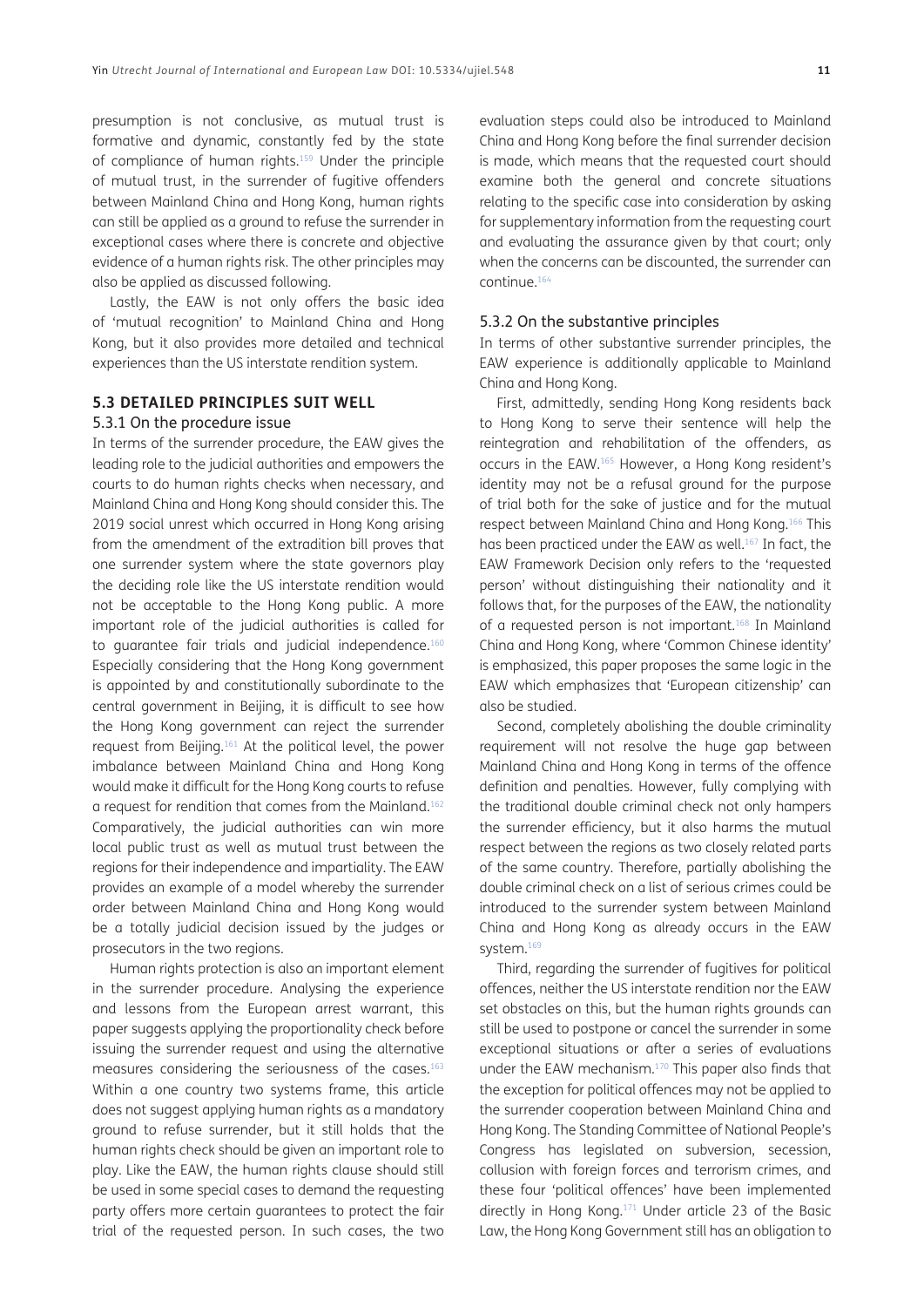presumption is not conclusive, as mutual trust is formative and dynamic, constantly fed by the state of compliance of human rights.[159] Under the principle of mutual trust, in the surrender of fugitive offenders between Mainland China and Hong Kong, human rights can still be applied as a ground to refuse the surrender in exceptional cases where there is concrete and objective evidence of a human rights risk. The other principles may also be applied as discussed following.

Lastly, the EAW is not only offers the basic idea of 'mutual recognition' to Mainland China and Hong Kong, but it also provides more detailed and technical experiences than the US interstate rendition system.

## 5.3 DETAILED PRINCIPLES SUIT WELL

### 5.3.1 On the procedure issue

In terms of the surrender procedure, the EAW gives the leading role to the judicial authorities and empowers the courts to do human rights checks when necessary, and Mainland China and Hong Kong should consider this. The 2019 social unrest which occurred in Hong Kong arising from the amendment of the extradition bill proves that one surrender system where the state governors play the deciding role like the US interstate rendition would not be acceptable to the Hong Kong public. A more important role of the judicial authorities is called for to guarantee fair trials and judicial independence.[160] Especially considering that the Hong Kong government is appointed by and constitutionally subordinate to the central government in Beijing, it is difficult to see how the Hong Kong government can reject the surrender request from Beijing.[161] At the political level, the power imbalance between Mainland China and Hong Kong would make it difficult for the Hong Kong courts to refuse a request for rendition that comes from the Mainland.[162] Comparatively, the judicial authorities can win more local public trust as well as mutual trust between the regions for their independence and impartiality. The EAW provides an example of a model whereby the surrender order between Mainland China and Hong Kong would be a totally judicial decision issued by the judges or prosecutors in the two regions.

Human rights protection is also an important element in the surrender procedure. Analysing the experience and lessons from the European arrest warrant, this paper suggests applying the proportionality check before issuing the surrender request and using the alternative measures considering the seriousness of the cases.[163] Within a one country two systems frame, this article does not suggest applying human rights as a mandatory ground to refuse surrender, but it still holds that the human rights check should be given an important role to play. Like the EAW, the human rights clause should still be used in some special cases to demand the requesting party offers more certain guarantees to protect the fair trial of the requested person. In such cases, the two evaluation steps could also be introduced to Mainland China and Hong Kong before the final surrender decision is made, which means that the requested court should examine both the general and concrete situations relating to the specific case into consideration by asking for supplementary information from the requesting court and evaluating the assurance given by that court; only when the concerns can be discounted, the surrender can continue.[164]

### 5.3.2 On the substantive principles

In terms of other substantive surrender principles, the EAW experience is additionally applicable to Mainland China and Hong Kong.

First, admittedly, sending Hong Kong residents back to Hong Kong to serve their sentence will help the reintegration and rehabilitation of the offenders, as occurs in the EAW.[165] However, a Hong Kong resident's identity may not be a refusal ground for the purpose of trial both for the sake of justice and for the mutual respect between Mainland China and Hong Kong.[166] This has been practiced under the EAW as well.[167] In fact, the EAW Framework Decision only refers to the 'requested person' without distinguishing their nationality and it follows that, for the purposes of the EAW, the nationality of a requested person is not important.[168] In Mainland China and Hong Kong, where 'Common Chinese identity' is emphasized, this paper proposes the same logic in the EAW which emphasizes that 'European citizenship' can also be studied.

Second, completely abolishing the double criminality requirement will not resolve the huge gap between Mainland China and Hong Kong in terms of the offence definition and penalties. However, fully complying with the traditional double criminal check not only hampers the surrender efficiency, but it also harms the mutual respect between the regions as two closely related parts of the same country. Therefore, partially abolishing the double criminal check on a list of serious crimes could be introduced to the surrender system between Mainland China and Hong Kong as already occurs in the EAW system.[169]

Third, regarding the surrender of fugitives for political offences, neither the US interstate rendition nor the EAW set obstacles on this, but the human rights grounds can still be used to postpone or cancel the surrender in some exceptional situations or after a series of evaluations under the EAW mechanism.[170] This paper also finds that the exception for political offences may not be applied to the surrender cooperation between Mainland China and Hong Kong. The Standing Committee of National People's Congress has legislated on subversion, secession, collusion with foreign forces and terrorism crimes, and these four 'political offences' have been implemented directly in Hong Kong.[171] Under article 23 of the Basic Law, the Hong Kong Government still has an obligation to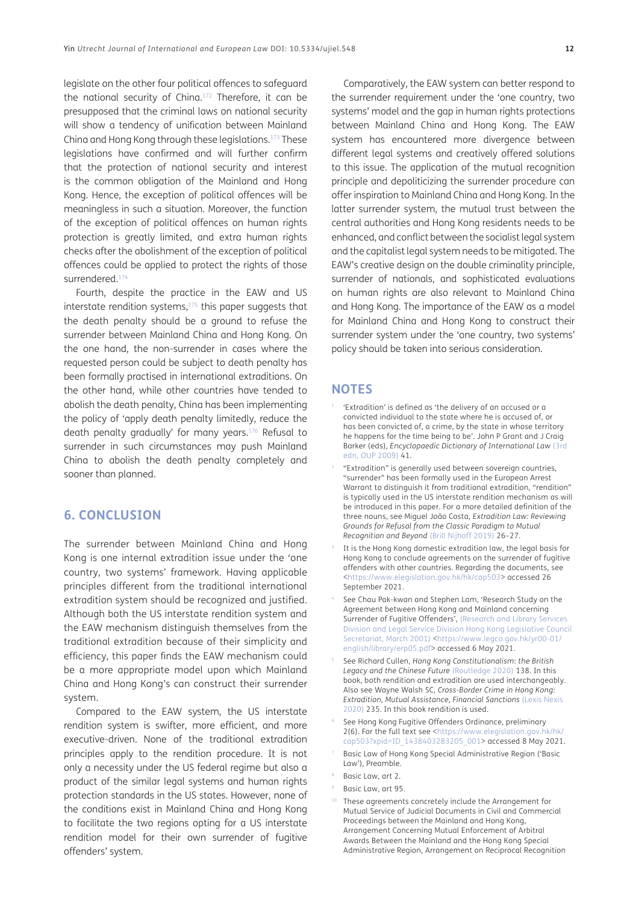legislate on the other four political offences to safeguard the national security of China.[172] Therefore, it can be presupposed that the criminal laws on national security will show a tendency of unification between Mainland China and Hong Kong through these legislations.[173] These legislations have confirmed and will further confirm that the protection of national security and interest is the common obligation of the Mainland and Hong Kong. Hence, the exception of political offences will be meaningless in such a situation. Moreover, the function of the exception of political offences on human rights protection is greatly limited, and extra human rights checks after the abolishment of the exception of political offences could be applied to protect the rights of those surrendered.[174]

Fourth, despite the practice in the EAW and US interstate rendition systems,[175] this paper suggests that the death penalty should be a ground to refuse the surrender between Mainland China and Hong Kong. On the one hand, the non-surrender in cases where the requested person could be subject to death penalty has been formally practised in international extraditions. On the other hand, while other countries have tended to abolish the death penalty, China has been implementing the policy of 'apply death penalty limitedly, reduce the death penalty gradually' for many years.[176] Refusal to surrender in such circumstances may push Mainland China to abolish the death penalty completely and sooner than planned.

## 6. CONCLUSION

The surrender between Mainland China and Hong Kong is one internal extradition issue under the 'one country, two systems' framework. Having applicable principles different from the traditional international extradition system should be recognized and justified. Although both the US interstate rendition system and the EAW mechanism distinguish themselves from the traditional extradition because of their simplicity and efficiency, this paper finds the EAW mechanism could be a more appropriate model upon which Mainland China and Hong Kong's can construct their surrender system.

Compared to the EAW system, the US interstate rendition system is swifter, more efficient, and more executive-driven. None of the traditional extradition principles apply to the rendition procedure. It is not only a necessity under the US federal regime but also a product of the similar legal systems and human rights protection standards in the US states. However, none of the conditions exist in Mainland China and Hong Kong to facilitate the two regions opting for a US interstate rendition model for their own surrender of fugitive offenders' system.

Comparatively, the EAW system can better respond to the surrender requirement under the 'one country, two systems' model and the gap in human rights protections between Mainland China and Hong Kong. The EAW system has encountered more divergence between different legal systems and creatively offered solutions to this issue. The application of the mutual recognition principle and depoliticizing the surrender procedure can offer inspiration to Mainland China and Hong Kong. In the latter surrender system, the mutual trust between the central authorities and Hong Kong residents needs to be enhanced, and conflict between the socialist legal system and the capitalist legal system needs to be mitigated. The EAW's creative design on the double criminality principle, surrender of nationals, and sophisticated evaluations on human rights are also relevant to Mainland China and Hong Kong. The importance of the EAW as a model for Mainland China and Hong Kong to construct their surrender system under the 'one country, two systems' policy should be taken into serious consideration.

## NOTES

1. 'Extradition' is defined as 'the delivery of an accused or a convicted individual to the state where he is accused of, or has been convicted of, a crime, by the state in whose territory he happens for the time being to be'. John P Grant and J Craig Barker (eds), *Encyclopaedic Dictionary of International Law* (3rd edn, OUP 2009) 41.
2. "Extradition" is generally used between sovereign countries, "surrender" has been formally used in the European Arrest Warrant to distinguish it from traditional extradition, "rendition" is typically used in the US interstate rendition mechanism as will be introduced in this paper. For a more detailed definition of the three nouns, see Miguel João Costa, *Extradition Law: Reviewing Grounds for Refusal from the Classic Paradigm to Mutual Recognition and Beyond* (Brill Nijhoff 2019) 26–27.
3. It is the Hong Kong domestic extradition law, the legal basis for Hong Kong to conclude agreements on the surrender of fugitive offenders with other countries. Regarding the documents, see <https://www.elegislation.gov.hk/hk/cap503> accessed 26 September 2021.
4. See Chau Pak-kwan and Stephen Lam, 'Research Study on the Agreement between Hong Kong and Mainland concerning Surrender of Fugitive Offenders', (Research and Library Services Division and Legal Service Division Hong Kong Legislative Council Secretariat, March 2001) <https://www.legco.gov.hk/yr00-01/english/library/erp05.pdf> accessed 6 May 2021.
5. See Richard Cullen, *Hong Kong Constitutionalism: the British Legacy and the Chinese Future* (Routledge 2020) 138. In this book, both rendition and extradition are used interchangeably. Also see Wayne Walsh SC, *Cross-Border Crime in Hong Kong: Extradition, Mutual Assistance, Financial Sanctions* (Lexis Nexis 2020) 235. In this book rendition is used.
6. See Hong Kong Fugitive Offenders Ordinance, preliminary 2(6). For the full text see <https://www.elegislation.gov.hk/hk/cap503?xpid=ID_1438403283205_001> accessed 8 May 2021.
7. Basic Law of Hong Kong Special Administrative Region ('Basic Law'), Preamble.
8. Basic Law, art 2.
9. Basic Law, art 95.
10. These agreements concretely include the Arrangement for Mutual Service of Judicial Documents in Civil and Commercial Proceedings between the Mainland and Hong Kong, Arrangement Concerning Mutual Enforcement of Arbitral Awards Between the Mainland and the Hong Kong Special Administrative Region, Arrangement on Reciprocal Recognition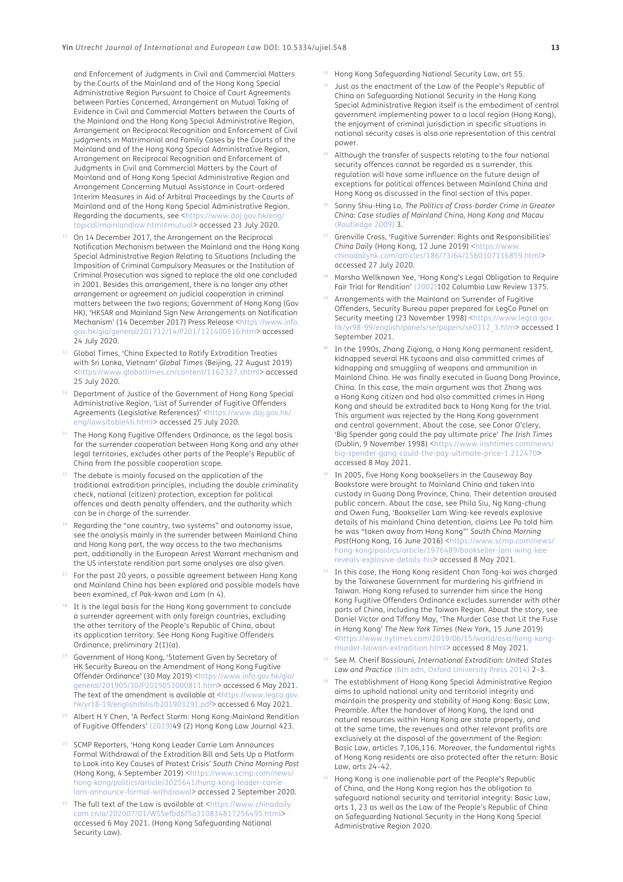and Enforcement of Judgments in Civil and Commercial Matters by the Courts of the Mainland and of the Hong Kong Special Administrative Region Pursuant to Choice of Court Agreements between Parties Concerned, Arrangement on Mutual Taking of Evidence in Civil and Commercial Matters between the Courts of the Mainland and the Hong Kong Special Administrative Region, Arrangement on Reciprocal Recognition and Enforcement of Civil judgments in Matrimonial and Family Cases by the Courts of the Mainland and of the Hong Kong Special Administrative Region, Arrangement on Reciprocal Recognition and Enforcement of Judgments in Civil and Commercial Matters by the Court of Mainland and of Hong Kong Special Administrative Region and Arrangement Concerning Mutual Assistance in Court-ordered Interim Measures in Aid of Arbitral Proceedings by the Courts of Mainland and of the Hong Kong Special Administrative Region. Regarding the documents, see <https://www.doj.gov.hk/eng/topical/mainlandlaw.html#mutual> accessed 23 July 2020.

[11] On 14 December 2017, the Arrangement on the Reciprocal Notification Mechanism between the Mainland and the Hong Kong Special Administrative Region Relating to Situations Including the Imposition of Criminal Compulsory Measures or the Institution of Criminal Prosecution was signed to replace the old one concluded in 2001. Besides this arrangement, there is no longer any other arrangement or agreement on judicial cooperation in criminal matters between the two regions; Government of Hong Kong (Gov HK), 'HKSAR and Mainland Sign New Arrangements on Notification Mechanism' (14 December 2017) Press Release <https://www.info.gov.hk/gia/general/201712/14/P2017121400516.htm> accessed 24 July 2020.

[12] Global Times, 'China Expected to Ratify Extradition Treaties with Sri Lanka, Vietnam' *Global Times* (Beijing, 22 August 2019) <https://www.globaltimes.cn/content/1162327.shtml> accessed 25 July 2020.

[13] Department of Justice of the Government of Hong Kong Special Administrative Region, 'List of Surrender of Fugitive Offenders Agreements (Legislative References)' <https://www.doj.gov.hk/eng/laws/table4ti.html> accessed 25 July 2020.

[14] The Hong Kong Fugitive Offenders Ordinance, as the legal basis for the surrender cooperation between Hong Kong and any other legal territories, excludes other parts of the People's Republic of China from the possible cooperation scope.

[15] The debate is mainly focused on the application of the traditional extradition principles, including the double criminality check, national (citizen) protection, exception for political offences and death penalty offenders, and the authority which can be in charge of the surrender.

[16] Regarding the "one country, two systems" and autonomy issue, see the analysis mainly in the surrender between Mainland China and Hong Kong part, the way access to the two mechanisms part, additionally in the European Arrest Warrant mechanism and the US interstate rendition part some analyses are also given.

[17] For the past 20 years, a possible agreement between Hong Kong and Mainland China has been explored and possible models have been examined, cf Pak-kwan and Lam (n 4).

[18] It is the legal basis for the Hong Kong government to conclude a surrender agreement with only foreign countries, excluding the other territory of the People's Republic of China, about its application territory. See Hong Kong Fugitive Offenders Ordinance, preliminary 2(1)(a).

[19] Government of Hong Kong, 'Statement Given by Secretary of HK Security Bureau on the Amendment of Hong Kong Fugitive Offender Ordinance' (30 May 2019) <https://www.info.gov.hk/gia/general/201905/30/P2019053000811.htm> accessed 6 May 2021. The text of the amendment is available at <https://www.legco.gov.hk/yr18-19/english/bills/b201903291.pdf> accessed 6 May 2021.

[20] Albert H Y Chen, 'A Perfect Storm: Hong Kong-Mainland Rendition of Fugitive Offenders' (2019)49 (2) Hong Kong Law Journal 423.

[21] SCMP Reporters, 'Hong Kong Leader Carrie Lam Announces Formal Withdrawal of the Extradition Bill and Sets Up a Platform to Look into Key Causes of Protest Crisis' *South China Morning Post* (Hong Kong, 4 September 2019) <https://www.scmp.com/news/hong-kong/politics/article/3025641/hong-kong-leader-carrie-lam-announce-formal-withdrawal> accessed 2 September 2020.

[22] The full text of the Law is available at <https://www.chinadaily.com.cn/a/202007/01/WS5efbd6f5a3108348172564 95.html> accessed 6 May 2021. (Hong Kong Safeguarding National Security Law).

[23] Hong Kong Safeguarding National Security Law, art 55.

[24] Just as the enactment of the Law of the People's Republic of China on Safeguarding National Security in the Hong Kong Special Administrative Region itself is the embodiment of central government implementing power to a local region (Hong Kong), the enjoyment of criminal jurisdiction in specific situations in national security cases is also one representation of this central power.

[25] Although the transfer of suspects relating to the four national security offences cannot be regarded as a surrender, this regulation will have some influence on the future design of exceptions for political offences between Mainland China and Hong Kong as discussed in the final section of this paper.

[26] Sonny Shiu-Hing Lo, *The Politics of Cross-border Crime in Greater China: Case studies of Mainland China, Hong Kong and Macau* (Routledge 2009) 3.

[27] Grenville Cross, 'Fugitive Surrender: Rights and Responsibilities' *China Daily* (Hong Kong, 12 June 2019) <https://www.chinadailyhk.com/articles/186/73/64/1560307116859.html> accessed 27 July 2020.

[28] Marsha Wellknown Yee, 'Hong Kong's Legal Obligation to Require Fair Trial for Rendition' (2002)102 Columbia Law Review 1375.

[29] Arrangements with the Mainland on Surrender of Fugitive Offenders, Security Bureau paper prepared for LegCo Panel on Security meeting (23 November 1998) <https://www.legco.gov.hk/yr98-99/english/panels/se/papers/se0312_3.htm> accessed 1 September 2021.

[30] In the 1990s, Zhang Ziqiang, a Hong Kong permanent resident, kidnapped several HK tycoons and also committed crimes of kidnapping and smuggling of weapons and ammunition in Mainland China. He was finally executed in Guang Dong Province, China. In this case, the main argument was that Zhang was a Hong Kong citizen and had also committed crimes in Hong Kong and should be extradited back to Hong Kong for the trial. This argument was rejected by the Hong Kong government and central government. About the case, see Conor O'clery, 'Big Spender gang could the pay ultimate price' *The Irish Times* (Dublin, 9 November 1998) <https://www.irishtimes.com/news/big-spender-gang-could-the-pay-ultimate-price-1.212470> accessed 8 May 2021.

[31] In 2005, five Hong Kong booksellers in the Causeway Bay Bookstore were brought to Mainland China and taken into custody in Guang Dong Province, China. Their detention aroused public concern. About the case, see Phila Siu, Ng Kang-chung and Owen Fung, 'Bookseller Lam Wing-kee reveals explosive details of his mainland China detention, claims Lee Po told him he was "taken away from Hong Kong"' *South China Morning Post*(Hong Kong, 16 June 2016) <https://www.scmp.com/news/hong-kong/politics/article/1976489/bookseller-lam-wing-kee-reveals-explosive-details-his> accessed 8 May 2021.

[32] In this case, the Hong Kong resident Chan Tong-kai was charged by the Taiwanese Government for murdering his girlfriend in Taiwan. Hong Kong refused to surrender him since the Hong Kong Fugitive Offenders Ordinance excludes surrender with other parts of China, including the Taiwan Region. About the story, see Daniel Victor and Tiffany May, 'The Murder Case that Lit the Fuse in Hong Kong' *The New York Times* (New York, 15 June 2019) <https://www.nytimes.com/2019/06/15/world/asia/hong-kong-murder-taiwan-extradition.html> accessed 8 May 2021.

[33] See M. Cherif Bassiouni, *International Extradition: United States Law and Practice* (6th edn, Oxford University Press 2014) 2–3.

[34] The establishment of Hong Kong Special Administrative Region aims to uphold national unity and territorial integrity and maintain the prosperity and stability of Hong Kong: Basic Law, Preamble. After the handover of Hong Kong, the land and natural resources within Hong Kong are state property, and at the same time, the revenues and other relevant profits are exclusively at the disposal of the government of the Region: Basic Law, articles 7,106,116. Moreover, the fundamental rights of Hong Kong residents are also protected after the return: Basic Law, arts 24–42.

[35] Hong Kong is one inalienable part of the People's Republic of China, and the Hong Kong region has the obligation to safeguard national security and territorial integrity: Basic Law, arts 1, 23 as well as the Law of the People's Republic of China on Safeguarding National Security in the Hong Kong Special Administrative Region 2020.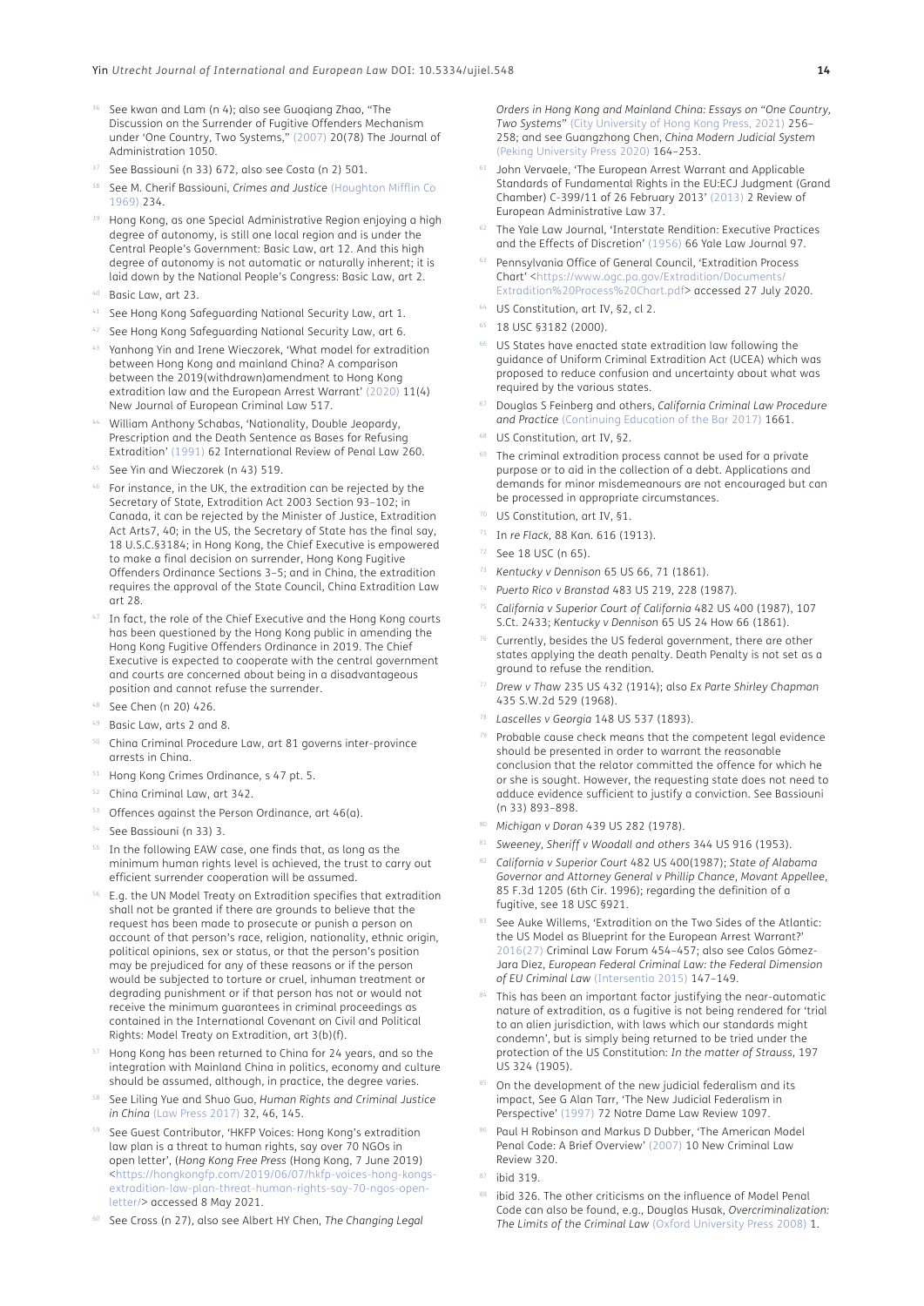36 See kwan and Lam (n 4); also see Guoqiang Zhao, "The Discussion on the Surrender of Fugitive Offenders Mechanism under 'One Country, Two Systems," (2007) 20(78) The Journal of Administration 1050.

37 See Bassiouni (n 33) 672, also see Costa (n 2) 501.

38 See M. Cherif Bassiouni, *Crimes and Justice* (Houghton Mifflin Co 1969) 234.

39 Hong Kong, as one Special Administrative Region enjoying a high degree of autonomy, is still one local region and is under the Central People's Government: Basic Law, art 12. And this high degree of autonomy is not automatic or naturally inherent; it is laid down by the National People's Congress: Basic Law, art 2.

40 Basic Law, art 23.

41 See Hong Kong Safeguarding National Security Law, art 1.

42 See Hong Kong Safeguarding National Security Law, art 6.

43 Yanhong Yin and Irene Wieczorek, 'What model for extradition between Hong Kong and mainland China? A comparison between the 2019(withdrawn)amendment to Hong Kong extradition law and the European Arrest Warrant' (2020) 11(4) New Journal of European Criminal Law 517.

44 William Anthony Schabas, 'Nationality, Double Jeopardy, Prescription and the Death Sentence as Bases for Refusing Extradition' (1991) 62 International Review of Penal Law 260.

45 See Yin and Wieczorek (n 43) 519.

46 For instance, in the UK, the extradition can be rejected by the Secretary of State, Extradition Act 2003 Section 93–102; in Canada, it can be rejected by the Minister of Justice, Extradition Act Arts7, 40; in the US, the Secretary of State has the final say, 18 U.S.C.§3184; in Hong Kong, the Chief Executive is empowered to make a final decision on surrender, Hong Kong Fugitive Offenders Ordinance Sections 3–5; and in China, the extradition requires the approval of the State Council, China Extradition Law art 28.

47 In fact, the role of the Chief Executive and the Hong Kong courts has been questioned by the Hong Kong public in amending the Hong Kong Fugitive Offenders Ordinance in 2019. The Chief Executive is expected to cooperate with the central government and courts are concerned about being in a disadvantageous position and cannot refuse the surrender.

48 See Chen (n 20) 426.

49 Basic Law, arts 2 and 8.

50 China Criminal Procedure Law, art 81 governs inter-province arrests in China.

51 Hong Kong Crimes Ordinance, s 47 pt. 5.

52 China Criminal Law, art 342.

53 Offences against the Person Ordinance, art 46(a).

54 See Bassiouni (n 33) 3.

55 In the following EAW case, one finds that, as long as the minimum human rights level is achieved, the trust to carry out efficient surrender cooperation will be assumed.

56 E.g. the UN Model Treaty on Extradition specifies that extradition shall not be granted if there are grounds to believe that the request has been made to prosecute or punish a person on account of that person's race, religion, nationality, ethnic origin, political opinions, sex or status, or that the person's position may be prejudiced for any of these reasons or if the person would be subjected to torture or cruel, inhuman treatment or degrading punishment or if that person has not or would not receive the minimum guarantees in criminal proceedings as contained in the International Covenant on Civil and Political Rights: Model Treaty on Extradition, art 3(b)(f).

57 Hong Kong has been returned to China for 24 years, and so the integration with Mainland China in politics, economy and culture should be assumed, although, in practice, the degree varies.

58 See Liling Yue and Shuo Guo, *Human Rights and Criminal Justice in China* (Law Press 2017) 32, 46, 145.

59 See Guest Contributor, 'HKFP Voices: Hong Kong's extradition law plan is a threat to human rights, say over 70 NGOs in open letter', (*Hong Kong Free Press* (Hong Kong, 7 June 2019) <https://hongkongfp.com/2019/06/07/hkfp-voices-hong-kongs-extradition-law-plan-threat-human-rights-say-70-ngos-open-letter/> accessed 8 May 2021.

60 See Cross (n 27), also see Albert HY Chen, *The Changing Legal Orders in Hong Kong and Mainland China: Essays on "One Country, Two Systems"* (City University of Hong Kong Press, 2021) 256–258; and see Guangzhong Chen, *China Modern Judicial System* (Peking University Press 2020) 164–253.

61 John Vervaele, 'The European Arrest Warrant and Applicable Standards of Fundamental Rights in the EU:ECJ Judgment (Grand Chamber) C-399/11 of 26 February 2013' (2013) 2 Review of European Administrative Law 37.

62 The Yale Law Journal, 'Interstate Rendition: Executive Practices and the Effects of Discretion' (1956) 66 Yale Law Journal 97.

63 Pennsylvania Office of General Council, 'Extradition Process Chart' <https://www.ogc.pa.gov/Extradition/Documents/Extradition%20Process%20Chart.pdf> accessed 27 July 2020.

64 US Constitution, art IV, §2, cl 2.

65 18 USC §3182 (2000).

66 US States have enacted state extradition law following the guidance of Uniform Criminal Extradition Act (UCEA) which was proposed to reduce confusion and uncertainty about what was required by the various states.

67 Douglas S Feinberg and others, *California Criminal Law Procedure and Practice* (Continuing Education of the Bar 2017) 1661.

68 US Constitution, art IV, §2.

69 The criminal extradition process cannot be used for a private purpose or to aid in the collection of a debt. Applications and demands for minor misdemeanours are not encouraged but can be processed in appropriate circumstances.

70 US Constitution, art IV, §1.

71 In *re Flack*, 88 Kan. 616 (1913).

72 See 18 USC (n 65).

73 *Kentucky v Dennison* 65 US 66, 71 (1861).

74 *Puerto Rico v Branstad* 483 US 219, 228 (1987).

75 *California v Superior Court of California* 482 US 400 (1987), 107 S.Ct. 2433; *Kentucky v Dennison* 65 US 24 How 66 (1861).

76 Currently, besides the US federal government, there are other states applying the death penalty. Death Penalty is not set as a ground to refuse the rendition.

77 *Drew v Thaw* 235 US 432 (1914); also *Ex Parte Shirley Chapman* 435 S.W.2d 529 (1968).

78 *Lascelles v Georgia* 148 US 537 (1893).

79 Probable cause check means that the competent legal evidence should be presented in order to warrant the reasonable conclusion that the relator committed the offence for which he or she is sought. However, the requesting state does not need to adduce evidence sufficient to justify a conviction. See Bassiouni (n 33) 893–898.

80 *Michigan v Doran* 439 US 282 (1978).

81 *Sweeney, Sheriff v Woodall and others* 344 US 916 (1953).

82 *California v Superior Court* 482 US 400(1987); *State of Alabama Governor and Attorney General v Phillip Chance, Movant Appellee*, 85 F.3d 1205 (6th Cir. 1996); regarding the definition of a fugitive, see 18 USC §921.

83 See Auke Willems, 'Extradition on the Two Sides of the Atlantic: the US Model as Blueprint for the European Arrest Warrant?' 2016(27) Criminal Law Forum 454–457; also see Calos Gómez-Jara Díez, *European Federal Criminal Law: the Federal Dimension of EU Criminal Law* (Intersentia 2015) 147–149.

84 This has been an important factor justifying the near-automatic nature of extradition, as a fugitive is not being rendered for 'trial to an alien jurisdiction, with laws which our standards might condemn', but is simply being returned to be tried under the protection of the US Constitution: *In the matter of Strauss*, 197 US 324 (1905).

85 On the development of the new judicial federalism and its impact, See G Alan Tarr, 'The New Judicial Federalism in Perspective' (1997) 72 Notre Dame Law Review 1097.

86 Paul H Robinson and Markus D Dubber, 'The American Model Penal Code: A Brief Overview' (2007) 10 New Criminal Law Review 320.

87 ibid 319.

88 ibid 326. The other criticisms on the influence of Model Penal Code can also be found, e.g., Douglas Husak, *Overcriminalization: The Limits of the Criminal Law* (Oxford University Press 2008) 1.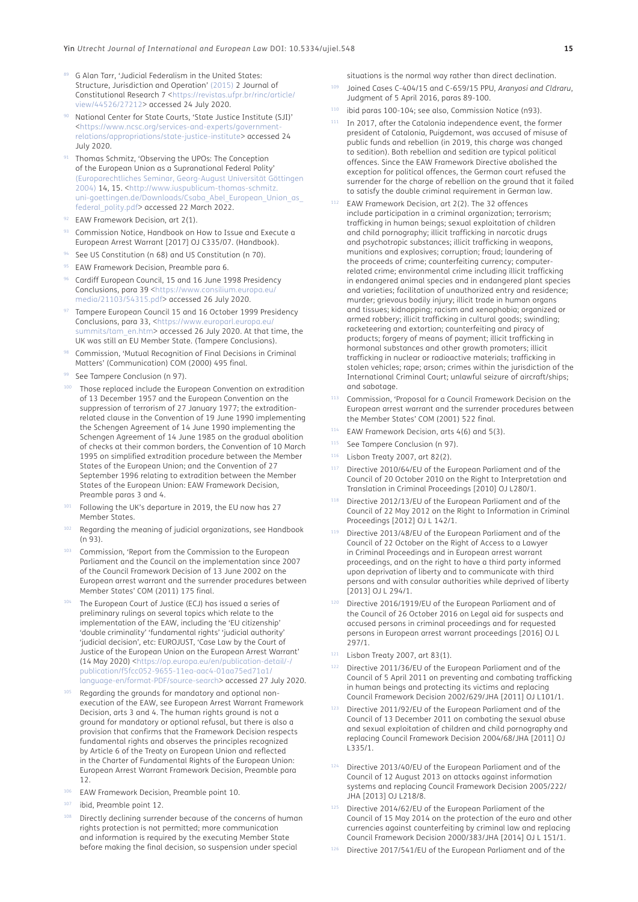89 G Alan Tarr, 'Judicial Federalism in the United States: Structure, Jurisdiction and Operation' (2015) 2 Journal of Constitutional Research 7 <https://revistas.ufpr.br/rinc/article/view/44526/27212> accessed 24 July 2020.

90 National Center for State Courts, 'State Justice Institute (SJI)' <https://www.ncsc.org/services-and-experts/government-relations/appropriations/state-justice-institute> accessed 24 July 2020.

91 Thomas Schmitz, 'Observing the UPOs: The Conception of the European Union as a Supranational Federal Polity' (Europarechtliches Seminar, Georg-August Universität Göttingen 2004) 14, 15. <http://www.iuspublicum-thomas-schmitz.uni-goettingen.de/Downloads/Csaba_Abel_European_Union_as_federal_polity.pdf> accessed 22 March 2022.

92 EAW Framework Decision, art 2(1).

93 Commission Notice, Handbook on How to Issue and Execute a European Arrest Warrant [2017] OJ C335/07. (Handbook).

94 See US Constitution (n 68) and US Constitution (n 70).

95 EAW Framework Decision, Preamble para 6.

96 Cardiff European Council, 15 and 16 June 1998 Presidency Conclusions, para 39 <https://www.consilium.europa.eu/media/21103/54315.pdf> accessed 26 July 2020.

97 Tampere European Council 15 and 16 October 1999 Presidency Conclusions, para 33, <https://www.europarl.europa.eu/summits/tam_en.htm> accessed 26 July 2020. At that time, the UK was still an EU Member State. (Tampere Conclusions).

98 Commission, 'Mutual Recognition of Final Decisions in Criminal Matters' (Communication) COM (2000) 495 final.

99 See Tampere Conclusion (n 97).

100 Those replaced include the European Convention on extradition of 13 December 1957 and the European Convention on the suppression of terrorism of 27 January 1977; the extradition-related clause in the Convention of 19 June 1990 implementing the Schengen Agreement of 14 June 1990 implementing the Schengen Agreement of 14 June 1985 on the gradual abolition of checks at their common borders, the Convention of 10 March 1995 on simplified extradition procedure between the Member States of the European Union; and the Convention of 27 September 1996 relating to extradition between the Member States of the European Union: EAW Framework Decision, Preamble paras 3 and 4.

101 Following the UK's departure in 2019, the EU now has 27 Member States.

102 Regarding the meaning of judicial organizations, see Handbook (n 93).

103 Commission, 'Report from the Commission to the European Parliament and the Council on the implementation since 2007 of the Council Framework Decision of 13 June 2002 on the European arrest warrant and the surrender procedures between Member States' COM (2011) 175 final.

104 The European Court of Justice (ECJ) has issued a series of preliminary rulings on several topics which relate to the implementation of the EAW, including the 'EU citizenship' 'double criminality' 'fundamental rights' 'judicial authority' 'judicial decision', etc: EUROJUST, 'Case Law by the Court of Justice of the European Union on the European Arrest Warrant' (14 May 2020) <https://op.europa.eu/en/publication-detail/-/publication/f5fcc052-9655-11ea-aac4-01aa75ed71a1/language-en/format-PDF/source-search> accessed 27 July 2020.

105 Regarding the grounds for mandatory and optional non-execution of the EAW, see European Arrest Warrant Framework Decision, arts 3 and 4. The human rights ground is not a ground for mandatory or optional refusal, but there is also a provision that confirms that the Framework Decision respects fundamental rights and observes the principles recognized by Article 6 of the Treaty on European Union and reflected in the Charter of Fundamental Rights of the European Union: European Arrest Warrant Framework Decision, Preamble para 12.

106 EAW Framework Decision, Preamble point 10.

107 ibid, Preamble point 12.

108 Directly declining surrender because of the concerns of human rights protection is not permitted; more communication and information is required by the executing Member State before making the final decision, so suspension under special situations is the normal way rather than direct declination.

109 Joined Cases C-404/15 and C-659/15 PPU, *Aranyosi and Cldraru*, Judgment of 5 April 2016, paras 89-100.

110 ibid paras 100-104; see also, Commission Notice (n93).

111 In 2017, after the Catalonia independence event, the former president of Catalonia, Puigdemont, was accused of misuse of public funds and rebellion (in 2019, this charge was changed to sedition). Both rebellion and sedition are typical political offences. Since the EAW Framework Directive abolished the exception for political offences, the German court refused the surrender for the charge of rebellion on the ground that it failed to satisfy the double criminal requirement in German law.

112 EAW Framework Decision, art 2(2). The 32 offences include participation in a criminal organization; terrorism; trafficking in human beings; sexual exploitation of children and child pornography; illicit trafficking in narcotic drugs and psychotropic substances; illicit trafficking in weapons, munitions and explosives; corruption; fraud; laundering of the proceeds of crime; counterfeiting currency; computer-related crime; environmental crime including illicit trafficking in endangered animal species and in endangered plant species and varieties; facilitation of unauthorized entry and residence; murder; grievous bodily injury; illicit trade in human organs and tissues; kidnapping; racism and xenophobia; organized or armed robbery; illicit trafficking in cultural goods; swindling; racketeering and extortion; counterfeiting and piracy of products; forgery of means of payment; illicit trafficking in hormonal substances and other growth promoters; illicit trafficking in nuclear or radioactive materials; trafficking in stolen vehicles; rape; arson; crimes within the jurisdiction of the International Criminal Court; unlawful seizure of aircraft/ships; and sabotage.

113 Commission, 'Proposal for a Council Framework Decision on the European arrest warrant and the surrender procedures between the Member States' COM (2001) 522 final.

114 EAW Framework Decision, arts 4(6) and 5(3).

115 See Tampere Conclusion (n 97).

116 Lisbon Treaty 2007, art 82(2).

117 Directive 2010/64/EU of the European Parliament and of the Council of 20 October 2010 on the Right to Interpretation and Translation in Criminal Proceedings [2010] OJ L280/1.

118 Directive 2012/13/EU of the European Parliament and of the Council of 22 May 2012 on the Right to Information in Criminal Proceedings [2012] OJ L 142/1.

119 Directive 2013/48/EU of the European Parliament and of the Council of 22 October on the Right of Access to a Lawyer in Criminal Proceedings and in European arrest warrant proceedings, and on the right to have a third party informed upon deprivation of liberty and to communicate with third persons and with consular authorities while deprived of liberty [2013] OJ L 294/1.

120 Directive 2016/1919/EU of the European Parliament and of the Council of 26 October 2016 on Legal aid for suspects and accused persons in criminal proceedings and for requested persons in European arrest warrant proceedings [2016] OJ L 297/1.

121 Lisbon Treaty 2007, art 83(1).

122 Directive 2011/36/EU of the European Parliament and of the Council of 5 April 2011 on preventing and combating trafficking in human beings and protecting its victims and replacing Council Framework Decision 2002/629/JHA [2011] OJ L101/1.

123 Directive 2011/92/EU of the European Parliament and of the Council of 13 December 2011 on combating the sexual abuse and sexual exploitation of children and child pornography and replacing Council Framework Decision 2004/68/JHA [2011] OJ L335/1.

124 Directive 2013/40/EU of the European Parliament and of the Council of 12 August 2013 on attacks against information systems and replacing Council Framework Decision 2005/222/JHA [2013] OJ L218/8.

125 Directive 2014/62/EU of the European Parliament of the Council of 15 May 2014 on the protection of the euro and other currencies against counterfeiting by criminal law and replacing Council Framework Decision 2000/383/JHA [2014] OJ L 151/1.

126 Directive 2017/541/EU of the European Parliament and of the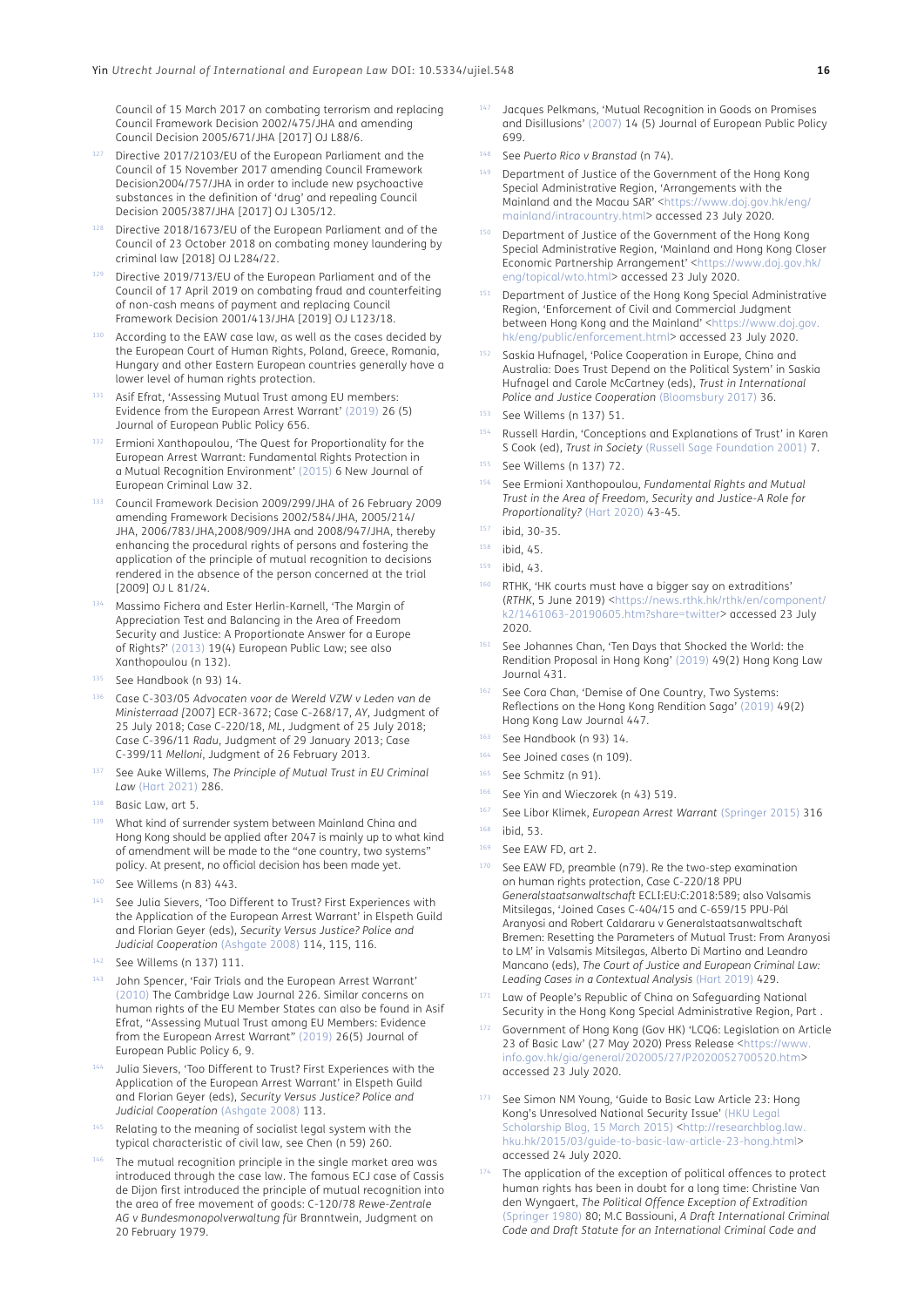Council of 15 March 2017 on combating terrorism and replacing Council Framework Decision 2002/475/JHA and amending Council Decision 2005/671/JHA [2017] OJ L88/6.

[127] Directive 2017/2103/EU of the European Parliament and the Council of 15 November 2017 amending Council Framework Decision2004/757/JHA in order to include new psychoactive substances in the definition of 'drug' and repealing Council Decision 2005/387/JHA [2017] OJ L305/12.

[128] Directive 2018/1673/EU of the European Parliament and of the Council of 23 October 2018 on combating money laundering by criminal law [2018] OJ L284/22.

[129] Directive 2019/713/EU of the European Parliament and of the Council of 17 April 2019 on combating fraud and counterfeiting of non-cash means of payment and replacing Council Framework Decision 2001/413/JHA [2019] OJ L123/18.

[130] According to the EAW case law, as well as the cases decided by the European Court of Human Rights, Poland, Greece, Romania, Hungary and other Eastern European countries generally have a lower level of human rights protection.

[131] Asif Efrat, 'Assessing Mutual Trust among EU members: Evidence from the European Arrest Warrant' (2019) 26 (5) Journal of European Public Policy 656.

[132] Ermioni Xanthopoulou, 'The Quest for Proportionality for the European Arrest Warrant: Fundamental Rights Protection in a Mutual Recognition Environment' (2015) 6 New Journal of European Criminal Law 32.

[133] Council Framework Decision 2009/299/JHA of 26 February 2009 amending Framework Decisions 2002/584/JHA, 2005/214/JHA, 2006/783/JHA,2008/909/JHA and 2008/947/JHA, thereby enhancing the procedural rights of persons and fostering the application of the principle of mutual recognition to decisions rendered in the absence of the person concerned at the trial [2009] OJ L 81/24.

[134] Massimo Fichera and Ester Herlin-Karnell, 'The Margin of Appreciation Test and Balancing in the Area of Freedom Security and Justice: A Proportionate Answer for a Europe of Rights?' (2013) 19(4) European Public Law; see also Xanthopoulou (n 132).

[135] See Handbook (n 93) 14.

[136] Case C-303/05 *Advocaten voor de Wereld VZW v Leden van de Ministerraad [*2007] ECR-3672; Case C-268/17, *AY*, Judgment of 25 July 2018; Case C-220/18, *ML*, Judgment of 25 July 2018; Case C-396/11 *Radu*, Judgment of 29 January 2013; Case C-399/11 *Melloni*, Judgment of 26 February 2013.

[137] See Auke Willems, *The Principle of Mutual Trust in EU Criminal Law* (Hart 2021) 286.

[138] Basic Law, art 5.

[139] What kind of surrender system between Mainland China and Hong Kong should be applied after 2047 is mainly up to what kind of amendment will be made to the "one country, two systems" policy. At present, no official decision has been made yet.

[140] See Willems (n 83) 443.

[141] See Julia Sievers, 'Too Different to Trust? First Experiences with the Application of the European Arrest Warrant' in Elspeth Guild and Florian Geyer (eds), *Security Versus Justice? Police and Judicial Cooperation* (Ashgate 2008) 114, 115, 116.

[142] See Willems (n 137) 111.

[143] John Spencer, 'Fair Trials and the European Arrest Warrant' (2010) The Cambridge Law Journal 226. Similar concerns on human rights of the EU Member States can also be found in Asif Efrat, "Assessing Mutual Trust among EU Members: Evidence from the European Arrest Warrant" (2019) 26(5) Journal of European Public Policy 6, 9.

[144] Julia Sievers, 'Too Different to Trust? First Experiences with the Application of the European Arrest Warrant' in Elspeth Guild and Florian Geyer (eds), *Security Versus Justice? Police and Judicial Cooperation* (Ashgate 2008) 113.

[145] Relating to the meaning of socialist legal system with the typical characteristic of civil law, see Chen (n 59) 260.

[146] The mutual recognition principle in the single market area was introduced through the case law. The famous ECJ case of Cassis de Dijon first introduced the principle of mutual recognition into the area of free movement of goods: C-120/78 *Rewe-Zentrale AG v Bundesmonopolverwaltung f*ür Branntwein, Judgment on 20 February 1979.

[147] Jacques Pelkmans, 'Mutual Recognition in Goods on Promises and Disillusions' (2007) 14 (5) Journal of European Public Policy 699.

[148] See *Puerto Rico v Branstad* (n 74).

[149] Department of Justice of the Government of the Hong Kong Special Administrative Region, 'Arrangements with the Mainland and the Macau SAR' <https://www.doj.gov.hk/eng/mainland/intracountry.html> accessed 23 July 2020.

[150] Department of Justice of the Government of the Hong Kong Special Administrative Region, 'Mainland and Hong Kong Closer Economic Partnership Arrangement' <https://www.doj.gov.hk/eng/topical/wto.html> accessed 23 July 2020.

[151] Department of Justice of the Hong Kong Special Administrative Region, 'Enforcement of Civil and Commercial Judgment between Hong Kong and the Mainland' <https://www.doj.gov.hk/eng/public/enforcement.html> accessed 23 July 2020.

[152] Saskia Hufnagel, 'Police Cooperation in Europe, China and Australia: Does Trust Depend on the Political System' in Saskia Hufnagel and Carole McCartney (eds), *Trust in International Police and Justice Cooperation* (Bloomsbury 2017) 36.

[153] See Willems (n 137) 51.

[154] Russell Hardin, 'Conceptions and Explanations of Trust' in Karen S Cook (ed), *Trust in Society* (Russell Sage Foundation 2001) 7.

[155] See Willems (n 137) 72.

[156] See Ermioni Xanthopoulou, *Fundamental Rights and Mutual Trust in the Area of Freedom, Security and Justice-A Role for Proportionality?* (Hart 2020) 43-45.

[157] ibid, 30-35.

[158] ibid, 45.

[159] ibid, 43.

[160] RTHK, 'HK courts must have a bigger say on extraditions' (*RTHK*, 5 June 2019) <https://news.rthk.hk/rthk/en/component/k2/1461063-20190605.htm?share=twitter> accessed 23 July 2020.

[161] See Johannes Chan, 'Ten Days that Shocked the World: the Rendition Proposal in Hong Kong' (2019) 49(2) Hong Kong Law Journal 431.

[162] See Cora Chan, 'Demise of One Country, Two Systems: Reflections on the Hong Kong Rendition Saga' (2019) 49(2) Hong Kong Law Journal 447.

[163] See Handbook (n 93) 14.

[164] See Joined cases (n 109).

[165] See Schmitz (n 91).

[166] See Yin and Wieczorek (n 43) 519.

[167] See Libor Klimek, *European Arrest Warrant* (Springer 2015) 316

[168] ibid, 53.

[169] See EAW FD, art 2.

[170] See EAW FD, preamble (n79). Re the two-step examination on human rights protection, Case C-220/18 PPU *Generalstaatsanwaltschaft* ECLI:EU:C:2018:589; also Valsamis Mitsilegas, 'Joined Cases C-404/15 and C-659/15 PPU-Pál Aranyosi and Robert Caldararu v Generalstaatsanwaltschaft Bremen: Resetting the Parameters of Mutual Trust: From Aranyosi to LM' in Valsamis Mitsilegas, Alberto Di Martino and Leandro Mancano (eds), *The Court of Justice and European Criminal Law: Leading Cases in a Contextual Analysis* (Hart 2019) 429.

[171] Law of People's Republic of China on Safeguarding National Security in the Hong Kong Special Administrative Region, Part .

[172] Government of Hong Kong (Gov HK) 'LCQ6: Legislation on Article 23 of Basic Law' (27 May 2020) Press Release <https://www.info.gov.hk/gia/general/202005/27/P2020052700520.htm> accessed 23 July 2020.

[173] See Simon NM Young, 'Guide to Basic Law Article 23: Hong Kong's Unresolved National Security Issue' (HKU Legal Scholarship Blog, 15 March 2015) <http://researchblog.law.hku.hk/2015/03/guide-to-basic-law-article-23-hong.html> accessed 24 July 2020.

[174] The application of the exception of political offences to protect human rights has been in doubt for a long time: Christine Van den Wyngaert, *The Political Offence Exception of Extradition* (Springer 1980) 80; M.C Bassiouni, *A Draft International Criminal Code and Draft Statute for an International Criminal Code and*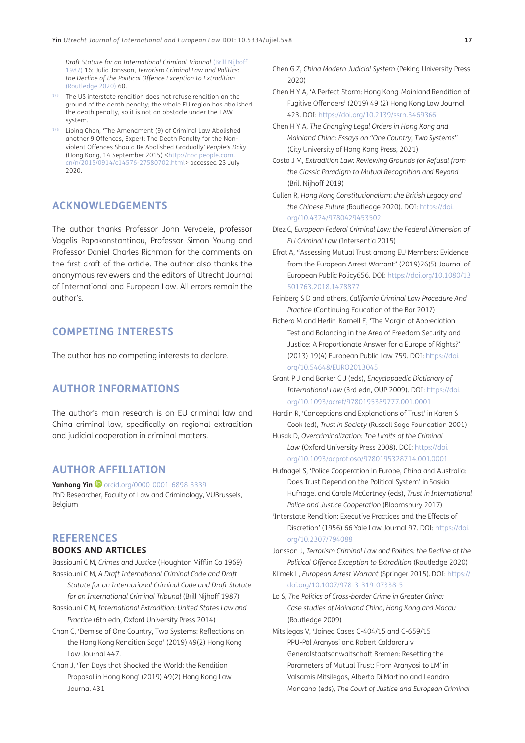*Draft Statute for an International Criminal Tribunal* (Brill Nijhoff 1987) 16; Julia Jansson, *Terrorism Criminal Law and Politics: the Decline of the Political Offence Exception to Extradition* (Routledge 2020) 60.

[175] The US interstate rendition does not refuse rendition on the ground of the death penalty; the whole EU region has abolished the death penalty, so it is not an obstacle under the EAW system.

[176] Liping Chen, 'The Amendment (9) of Criminal Law Abolished another 9 Offences, Expert: The Death Penalty for the Non-violent Offences Should Be Abolished Gradually' *People's Daily* (Hong Kong, 14 September 2015) <http://npc.people.com.cn/n/2015/0914/c14576-27580702.html> accessed 23 July 2020.

## ACKNOWLEDGEMENTS

The author thanks Professor John Vervaele, professor Vagelis Papakonstantinou, Professor Simon Young and Professor Daniel Charles Richman for the comments on the first draft of the article. The author also thanks the anonymous reviewers and the editors of Utrecht Journal of International and European Law. All errors remain the author's.

## COMPETING INTERESTS

The author has no competing interests to declare.

## AUTHOR INFORMATIONS

The author's main research is on EU criminal law and China criminal law, specifically on regional extradition and judicial cooperation in criminal matters.

## AUTHOR AFFILIATION

**Yanhong Yin** orcid.org/0000-0001-6898-3339
PhD Researcher, Faculty of Law and Criminology, VUBrussels, Belgium

## REFERENCES

### BOOKS AND ARTICLES

Bassiouni C M, *Crimes and Justice* (Houghton Mifflin Co 1969)

Bassiouni C M, *A Draft International Criminal Code and Draft Statute for an International Criminal Tribunal* (Brill Nijhoff 1987)

Bassiouni C M, *International Extradition: United States Law and Practice* (6th edn, Oxford University Press 2014)

Chan C, 'Demise of One Country, Two Systems: Reflections on the Hong Kong Rendition Saga' (2019) 49(2) Hong Kong Law Journal 447.

Chan J, 'Ten Days that Shocked the World: the Rendition Proposal in Hong Kong' (2019) 49(2) Hong Kong Law Journal 431

Chen G Z, *China Modern Judicial System* (Peking University Press 2020)

Chen H Y A, 'A Perfect Storm: Hong Kong-Mainland Rendition of Fugitive Offenders' (2019) 49 (2) Hong Kong Law Journal 423. DOI: https://doi.org/10.2139/ssrn.3469366

Chen H Y A, *The Changing Legal Orders in Hong Kong and Mainland China: Essays on "One Country, Two Systems"* (City University of Hong Kong Press, 2021)

Costa J M, *Extradition Law: Reviewing Grounds for Refusal from the Classic Paradigm to Mutual Recognition and Beyond* (Brill Nijhoff 2019)

Cullen R, *Hong Kong Constitutionalism: the British Legacy and the Chinese Future* (Routledge 2020). DOI: https://doi.org/10.4324/9780429453502

Diez C, *European Federal Criminal Law: the Federal Dimension of EU Criminal Law* (Intersentia 2015)

Efrat A, "Assessing Mutual Trust among EU Members: Evidence from the European Arrest Warrant" (2019)26(5) Journal of European Public Policy656. DOI: https://doi.org/10.1080/13501763.2018.1478877

Feinberg S D and others, *California Criminal Law Procedure And Practice* (Continuing Education of the Bar 2017)

Fichera M and Herlin-Karnell E, 'The Margin of Appreciation Test and Balancing in the Area of Freedom Security and Justice: A Proportionate Answer for a Europe of Rights?' (2013) 19(4) European Public Law 759. DOI: https://doi.org/10.54648/EURO2013045

Grant P J and Barker C J (eds), *Encyclopaedic Dictionary of International Law* (3rd edn, OUP 2009). DOI: https://doi.org/10.1093/acref/9780195389777.001.0001

Hardin R, 'Conceptions and Explanations of Trust' in Karen S Cook (ed), *Trust in Society* (Russell Sage Foundation 2001)

Husak D, *Overcriminalization: The Limits of the Criminal Law* (Oxford University Press 2008). DOI: https://doi.org/10.1093/acprof:oso/9780195328714.001.0001

Hufnagel S, 'Police Cooperation in Europe, China and Australia: Does Trust Depend on the Political System' in Saskia Hufnagel and Carole McCartney (eds), *Trust in International Police and Justice Cooperation* (Bloomsbury 2017)

'Interstate Rendition: Executive Practices and the Effects of Discretion' (1956) 66 Yale Law Journal 97. DOI: https://doi.org/10.2307/794088

Jansson J, *Terrorism Criminal Law and Politics: the Decline of the Political Offence Exception to Extradition* (Routledge 2020)

Klimek L, *European Arrest Warrant* (Springer 2015). DOI: https://doi.org/10.1007/978-3-319-07338-5

Lo S, *The Politics of Cross-border Crime in Greater China: Case studies of Mainland China, Hong Kong and Macau* (Routledge 2009)

Mitsilegas V, 'Joined Cases C-404/15 and C-659/15 PPU-Pál Aranyosi and Robert Caldararu v Generalstaatsanwaltschaft Bremen: Resetting the Parameters of Mutual Trust: From Aranyosi to LM' in Valsamis Mitsilegas, Alberto Di Martino and Leandro Mancano (eds), *The Court of Justice and European Criminal*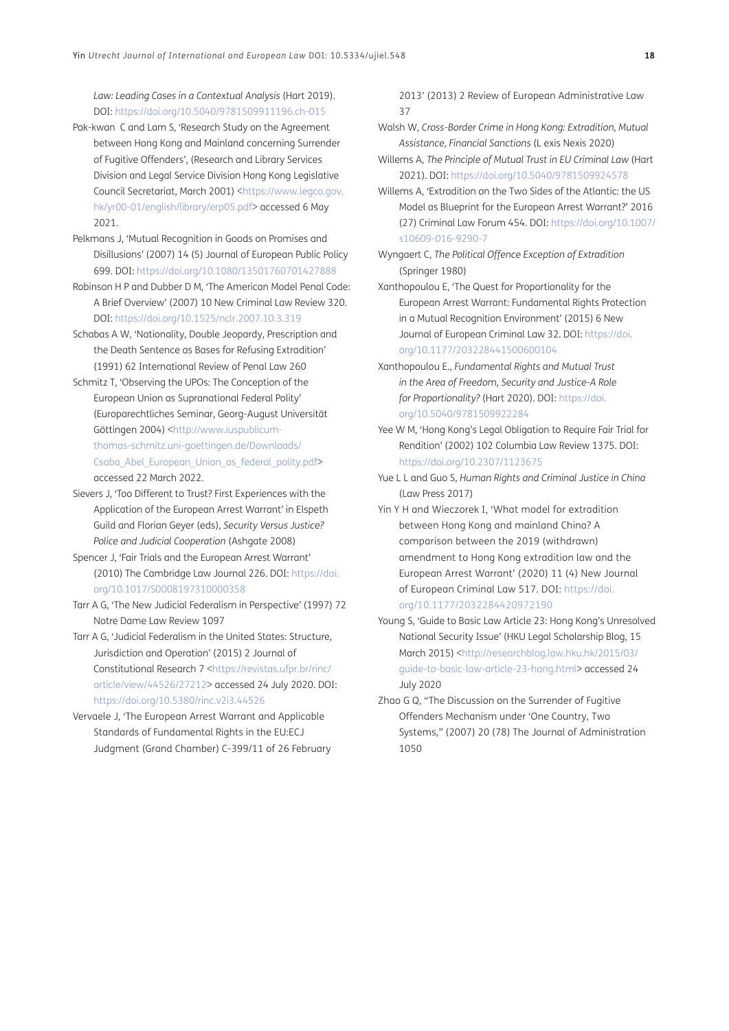*Law: Leading Cases in a Contextual Analysis* (Hart 2019). DOI: https://doi.org/10.5040/9781509911196.ch-015

Pak-kwan C and Lam S, 'Research Study on the Agreement between Hong Kong and Mainland concerning Surrender of Fugitive Offenders', (Research and Library Services Division and Legal Service Division Hong Kong Legislative Council Secretariat, March 2001) <https://www.legco.gov.hk/yr00-01/english/library/erp05.pdf> accessed 6 May 2021.

Pelkmans J, 'Mutual Recognition in Goods on Promises and Disillusions' (2007) 14 (5) Journal of European Public Policy 699. DOI: https://doi.org/10.1080/13501760701427888

Robinson H P and Dubber D M, 'The American Model Penal Code: A Brief Overview' (2007) 10 New Criminal Law Review 320. DOI: https://doi.org/10.1525/nclr.2007.10.3.319

Schabas A W, 'Nationality, Double Jeopardy, Prescription and the Death Sentence as Bases for Refusing Extradition' (1991) 62 International Review of Penal Law 260

Schmitz T, 'Observing the UPOs: The Conception of the European Union as Supranational Federal Polity' (Europarechtliches Seminar, Georg-August Universität Göttingen 2004) <http://www.iuspublicum-thomas-schmitz.uni-goettingen.de/Downloads/Csaba_Abel_European_Union_as_federal_polity.pdf> accessed 22 March 2022.

Sievers J, 'Too Different to Trust? First Experiences with the Application of the European Arrest Warrant' in Elspeth Guild and Florian Geyer (eds), *Security Versus Justice? Police and Judicial Cooperation* (Ashgate 2008)

Spencer J, 'Fair Trials and the European Arrest Warrant' (2010) The Cambridge Law Journal 226. DOI: https://doi.org/10.1017/S0008197310000358

Tarr A G, 'The New Judicial Federalism in Perspective' (1997) 72 Notre Dame Law Review 1097

Tarr A G, 'Judicial Federalism in the United States: Structure, Jurisdiction and Operation' (2015) 2 Journal of Constitutional Research 7 <https://revistas.ufpr.br/rinc/article/view/44526/27212> accessed 24 July 2020. DOI: https://doi.org/10.5380/rinc.v2i3.44526

Vervaele J, 'The European Arrest Warrant and Applicable Standards of Fundamental Rights in the EU:ECJ Judgment (Grand Chamber) C-399/11 of 26 February 2013' (2013) 2 Review of European Administrative Law 37

Walsh W, *Cross-Border Crime in Hong Kong: Extradition, Mutual Assistance, Financial Sanctions* (L exis Nexis 2020)

Willems A, *The Principle of Mutual Trust in EU Criminal Law* (Hart 2021). DOI: https://doi.org/10.5040/9781509924578

Willems A, 'Extradition on the Two Sides of the Atlantic: the US Model as Blueprint for the European Arrest Warrant?' 2016 (27) Criminal Law Forum 454. DOI: https://doi.org/10.1007/s10609-016-9290-7

Wyngaert C, *The Political Offence Exception of Extradition* (Springer 1980)

Xanthopoulou E, 'The Quest for Proportionality for the European Arrest Warrant: Fundamental Rights Protection in a Mutual Recognition Environment' (2015) 6 New Journal of European Criminal Law 32. DOI: https://doi.org/10.1177/203228441500600104

Xanthopoulou E., *Fundamental Rights and Mutual Trust in the Area of Freedom, Security and Justice-A Role for Proportionality?* (Hart 2020). DOI: https://doi.org/10.5040/9781509922284

Yee W M, 'Hong Kong's Legal Obligation to Require Fair Trial for Rendition' (2002) 102 Columbia Law Review 1375. DOI: https://doi.org/10.2307/1123675

Yue L L and Guo S, *Human Rights and Criminal Justice in China* (Law Press 2017)

Yin Y H and Wieczorek I, 'What model for extradition between Hong Kong and mainland China? A comparison between the 2019 (withdrawn) amendment to Hong Kong extradition law and the European Arrest Warrant' (2020) 11 (4) New Journal of European Criminal Law 517. DOI: https://doi.org/10.1177/2032284420972190

Young S, 'Guide to Basic Law Article 23: Hong Kong's Unresolved National Security Issue' (HKU Legal Scholarship Blog, 15 March 2015) <http://researchblog.law.hku.hk/2015/03/guide-to-basic-law-article-23-hong.html> accessed 24 July 2020

Zhao G Q, "The Discussion on the Surrender of Fugitive Offenders Mechanism under 'One Country, Two Systems," (2007) 20 (78) The Journal of Administration 1050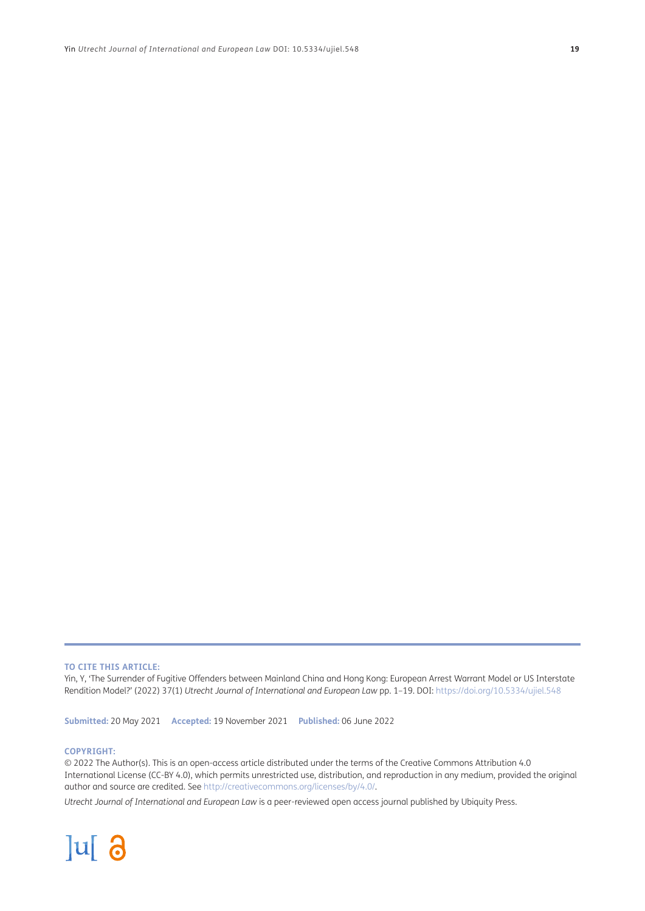**TO CITE THIS ARTICLE:**

Yin, Y, 'The Surrender of Fugitive Offenders between Mainland China and Hong Kong: European Arrest Warrant Model or US Interstate Rendition Model?' (2022) 37(1) *Utrecht Journal of International and European Law* pp. 1–19. DOI: https://doi.org/10.5334/ujiel.548

**Submitted:** 20 May 2021 **Accepted:** 19 November 2021 **Published:** 06 June 2022

**COPYRIGHT:**

© 2022 The Author(s). This is an open-access article distributed under the terms of the Creative Commons Attribution 4.0 International License (CC-BY 4.0), which permits unrestricted use, distribution, and reproduction in any medium, provided the original author and source are credited. See http://creativecommons.org/licenses/by/4.0/.

*Utrecht Journal of International and European Law* is a peer-reviewed open access journal published by Ubiquity Press.